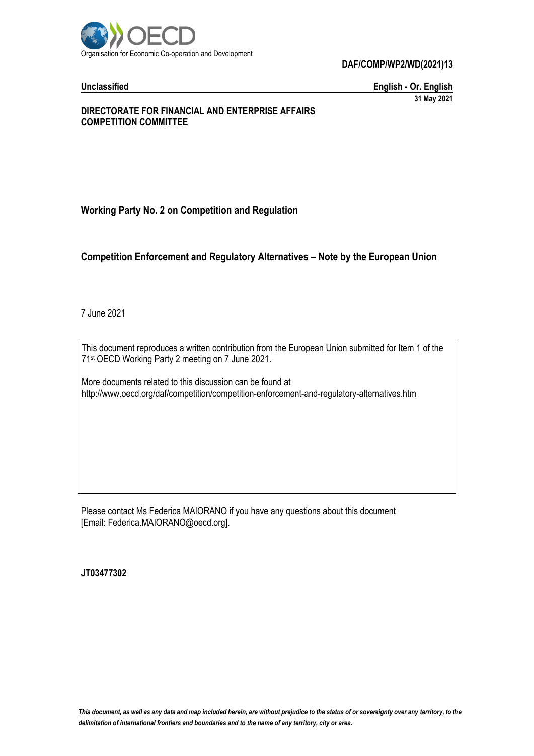Organisation for Economic Co-operation and Development

**DAF/COMP/WP2/WD(2021)13**

**Unclassified** **English - Or. English**

**31 May 2021**

**DIRECTORATE FOR FINANCIAL AND ENTERPRISE AFFAIRS**
**COMPETITION COMMITTEE**

**Working Party No. 2 on Competition and Regulation**

## Competition Enforcement and Regulatory Alternatives – Note by the European Union

7 June 2021

This document reproduces a written contribution from the European Union submitted for Item 1 of the 71st OECD Working Party 2 meeting on 7 June 2021.

More documents related to this discussion can be found at
http://www.oecd.org/daf/competition/competition-enforcement-and-regulatory-alternatives.htm

Please contact Ms Federica MAIORANO if you have any questions about this document
[Email: Federica.MAIORANO@oecd.org].

**JT03477302**

*This document, as well as any data and map included herein, are without prejudice to the status of or sovereignty over any territory, to the delimitation of international frontiers and boundaries and to the name of any territory, city or area.*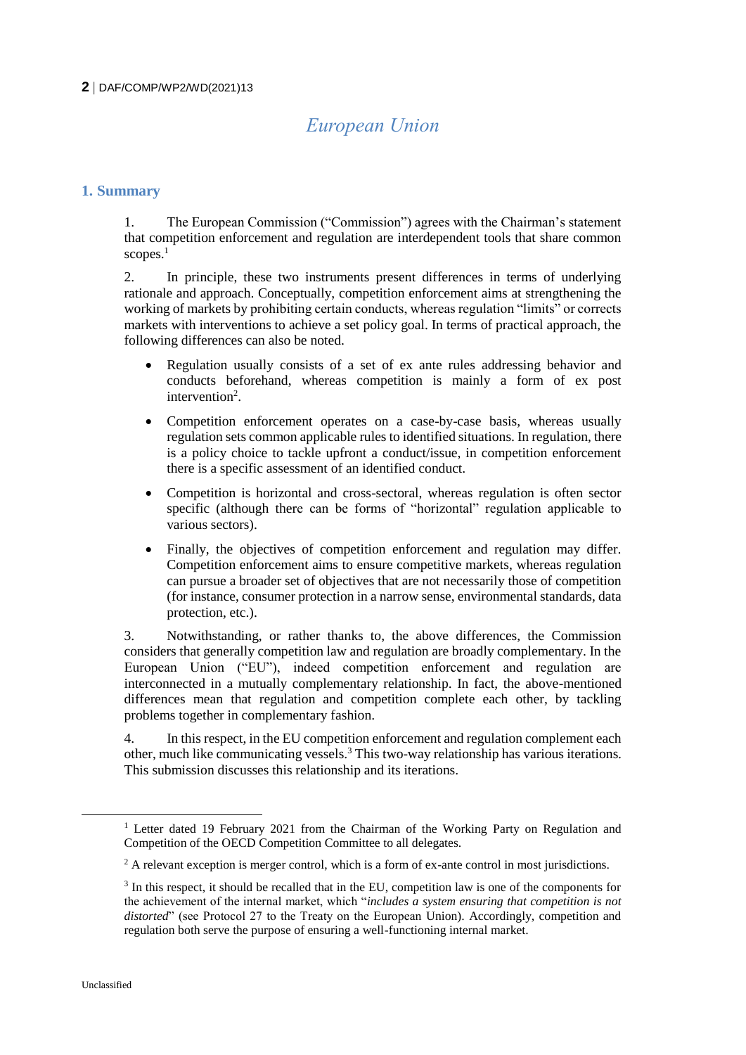# European Union

## 1. Summary

1. The European Commission ("Commission") agrees with the Chairman's statement that competition enforcement and regulation are interdependent tools that share common scopes.[1]

2. In principle, these two instruments present differences in terms of underlying rationale and approach. Conceptually, competition enforcement aims at strengthening the working of markets by prohibiting certain conducts, whereas regulation "limits" or corrects markets with interventions to achieve a set policy goal. In terms of practical approach, the following differences can also be noted.

- Regulation usually consists of a set of ex ante rules addressing behavior and conducts beforehand, whereas competition is mainly a form of ex post intervention[2].
- Competition enforcement operates on a case-by-case basis, whereas usually regulation sets common applicable rules to identified situations. In regulation, there is a policy choice to tackle upfront a conduct/issue, in competition enforcement there is a specific assessment of an identified conduct.
- Competition is horizontal and cross-sectoral, whereas regulation is often sector specific (although there can be forms of "horizontal" regulation applicable to various sectors).
- Finally, the objectives of competition enforcement and regulation may differ. Competition enforcement aims to ensure competitive markets, whereas regulation can pursue a broader set of objectives that are not necessarily those of competition (for instance, consumer protection in a narrow sense, environmental standards, data protection, etc.).

3. Notwithstanding, or rather thanks to, the above differences, the Commission considers that generally competition law and regulation are broadly complementary. In the European Union ("EU"), indeed competition enforcement and regulation are interconnected in a mutually complementary relationship. In fact, the above-mentioned differences mean that regulation and competition complete each other, by tackling problems together in complementary fashion.

4. In this respect, in the EU competition enforcement and regulation complement each other, much like communicating vessels.[3] This two-way relationship has various iterations. This submission discusses this relationship and its iterations.

---

[1] Letter dated 19 February 2021 from the Chairman of the Working Party on Regulation and Competition of the OECD Competition Committee to all delegates.

[2] A relevant exception is merger control, which is a form of ex-ante control in most jurisdictions.

[3] In this respect, it should be recalled that in the EU, competition law is one of the components for the achievement of the internal market, which "*includes a system ensuring that competition is not distorted*" (see Protocol 27 to the Treaty on the European Union). Accordingly, competition and regulation both serve the purpose of ensuring a well-functioning internal market.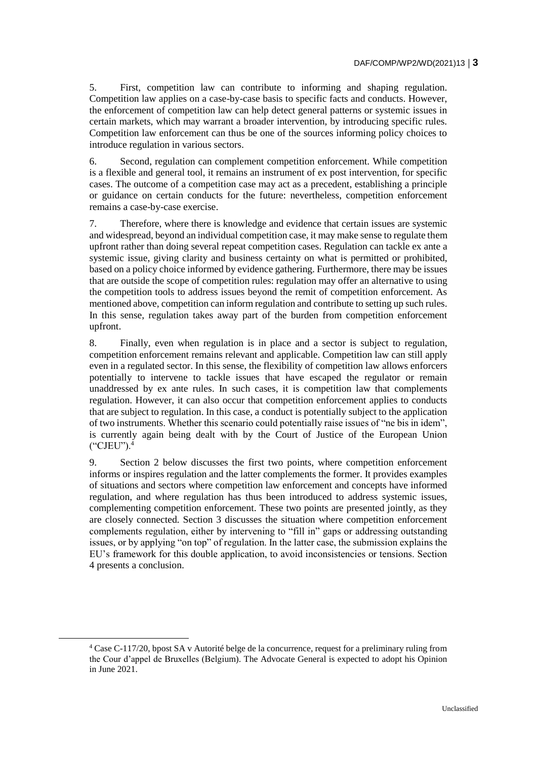5. First, competition law can contribute to informing and shaping regulation. Competition law applies on a case-by-case basis to specific facts and conducts. However, the enforcement of competition law can help detect general patterns or systemic issues in certain markets, which may warrant a broader intervention, by introducing specific rules. Competition law enforcement can thus be one of the sources informing policy choices to introduce regulation in various sectors.

6. Second, regulation can complement competition enforcement. While competition is a flexible and general tool, it remains an instrument of ex post intervention, for specific cases. The outcome of a competition case may act as a precedent, establishing a principle or guidance on certain conducts for the future: nevertheless, competition enforcement remains a case-by-case exercise.

7. Therefore, where there is knowledge and evidence that certain issues are systemic and widespread, beyond an individual competition case, it may make sense to regulate them upfront rather than doing several repeat competition cases. Regulation can tackle ex ante a systemic issue, giving clarity and business certainty on what is permitted or prohibited, based on a policy choice informed by evidence gathering. Furthermore, there may be issues that are outside the scope of competition rules: regulation may offer an alternative to using the competition tools to address issues beyond the remit of competition enforcement. As mentioned above, competition can inform regulation and contribute to setting up such rules. In this sense, regulation takes away part of the burden from competition enforcement upfront.

8. Finally, even when regulation is in place and a sector is subject to regulation, competition enforcement remains relevant and applicable. Competition law can still apply even in a regulated sector. In this sense, the flexibility of competition law allows enforcers potentially to intervene to tackle issues that have escaped the regulator or remain unaddressed by ex ante rules. In such cases, it is competition law that complements regulation. However, it can also occur that competition enforcement applies to conducts that are subject to regulation. In this case, a conduct is potentially subject to the application of two instruments. Whether this scenario could potentially raise issues of "ne bis in idem", is currently again being dealt with by the Court of Justice of the European Union ("CJEU").[4]

9. Section 2 below discusses the first two points, where competition enforcement informs or inspires regulation and the latter complements the former. It provides examples of situations and sectors where competition law enforcement and concepts have informed regulation, and where regulation has thus been introduced to address systemic issues, complementing competition enforcement. These two points are presented jointly, as they are closely connected. Section 3 discusses the situation where competition enforcement complements regulation, either by intervening to "fill in" gaps or addressing outstanding issues, or by applying "on top" of regulation. In the latter case, the submission explains the EU's framework for this double application, to avoid inconsistencies or tensions. Section 4 presents a conclusion.

[4] Case C-117/20, bpost SA v Autorité belge de la concurrence, request for a preliminary ruling from the Cour d'appel de Bruxelles (Belgium). The Advocate General is expected to adopt his Opinion in June 2021.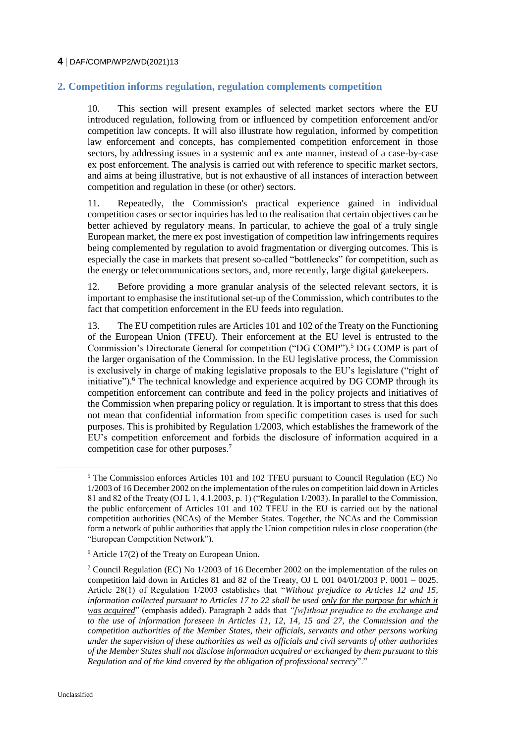## 2. Competition informs regulation, regulation complements competition

10. This section will present examples of selected market sectors where the EU introduced regulation, following from or influenced by competition enforcement and/or competition law concepts. It will also illustrate how regulation, informed by competition law enforcement and concepts, has complemented competition enforcement in those sectors, by addressing issues in a systemic and ex ante manner, instead of a case-by-case ex post enforcement. The analysis is carried out with reference to specific market sectors, and aims at being illustrative, but is not exhaustive of all instances of interaction between competition and regulation in these (or other) sectors.

11. Repeatedly, the Commission's practical experience gained in individual competition cases or sector inquiries has led to the realisation that certain objectives can be better achieved by regulatory means. In particular, to achieve the goal of a truly single European market, the mere ex post investigation of competition law infringements requires being complemented by regulation to avoid fragmentation or diverging outcomes. This is especially the case in markets that present so-called "bottlenecks" for competition, such as the energy or telecommunications sectors, and, more recently, large digital gatekeepers.

12. Before providing a more granular analysis of the selected relevant sectors, it is important to emphasise the institutional set-up of the Commission, which contributes to the fact that competition enforcement in the EU feeds into regulation.

13. The EU competition rules are Articles 101 and 102 of the Treaty on the Functioning of the European Union (TFEU). Their enforcement at the EU level is entrusted to the Commission's Directorate General for competition ("DG COMP").[5] DG COMP is part of the larger organisation of the Commission. In the EU legislative process, the Commission is exclusively in charge of making legislative proposals to the EU's legislature ("right of initiative").[6] The technical knowledge and experience acquired by DG COMP through its competition enforcement can contribute and feed in the policy projects and initiatives of the Commission when preparing policy or regulation. It is important to stress that this does not mean that confidential information from specific competition cases is used for such purposes. This is prohibited by Regulation 1/2003, which establishes the framework of the EU's competition enforcement and forbids the disclosure of information acquired in a competition case for other purposes.[7]

---

[5] The Commission enforces Articles 101 and 102 TFEU pursuant to Council Regulation (EC) No 1/2003 of 16 December 2002 on the implementation of the rules on competition laid down in Articles 81 and 82 of the Treaty (OJ L 1, 4.1.2003, p. 1) ("Regulation 1/2003). In parallel to the Commission, the public enforcement of Articles 101 and 102 TFEU in the EU is carried out by the national competition authorities (NCAs) of the Member States. Together, the NCAs and the Commission form a network of public authorities that apply the Union competition rules in close cooperation (the "European Competition Network").

[6] Article 17(2) of the Treaty on European Union.

[7] Council Regulation (EC) No 1/2003 of 16 December 2002 on the implementation of the rules on competition laid down in Articles 81 and 82 of the Treaty, OJ L 001 04/01/2003 P. 0001 – 0025. Article 28(1) of Regulation 1/2003 establishes that "*Without prejudice to Articles 12 and 15, information collected pursuant to Articles 17 to 22 shall be used <u>only for the purpose for which it was acquired</u>*" (emphasis added). Paragraph 2 adds that *"[w]ithout prejudice to the exchange and to the use of information foreseen in Articles 11, 12, 14, 15 and 27, the Commission and the competition authorities of the Member States, their officials, servants and other persons working under the supervision of these authorities as well as officials and civil servants of other authorities of the Member States shall not disclose information acquired or exchanged by them pursuant to this Regulation and of the kind covered by the obligation of professional secrecy*"."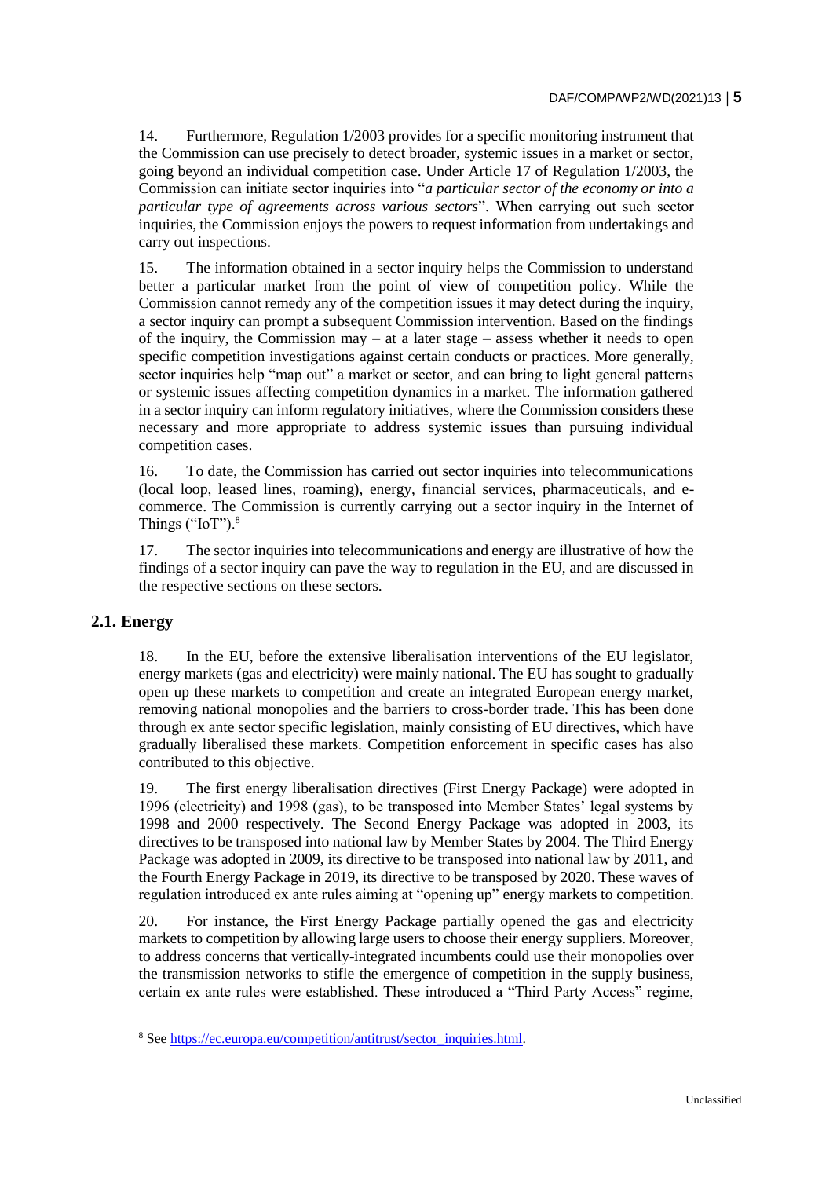14. Furthermore, Regulation 1/2003 provides for a specific monitoring instrument that the Commission can use precisely to detect broader, systemic issues in a market or sector, going beyond an individual competition case. Under Article 17 of Regulation 1/2003, the Commission can initiate sector inquiries into "*a particular sector of the economy or into a particular type of agreements across various sectors*". When carrying out such sector inquiries, the Commission enjoys the powers to request information from undertakings and carry out inspections.

15. The information obtained in a sector inquiry helps the Commission to understand better a particular market from the point of view of competition policy. While the Commission cannot remedy any of the competition issues it may detect during the inquiry, a sector inquiry can prompt a subsequent Commission intervention. Based on the findings of the inquiry, the Commission may – at a later stage – assess whether it needs to open specific competition investigations against certain conducts or practices. More generally, sector inquiries help "map out" a market or sector, and can bring to light general patterns or systemic issues affecting competition dynamics in a market. The information gathered in a sector inquiry can inform regulatory initiatives, where the Commission considers these necessary and more appropriate to address systemic issues than pursuing individual competition cases.

16. To date, the Commission has carried out sector inquiries into telecommunications (local loop, leased lines, roaming), energy, financial services, pharmaceuticals, and e-commerce. The Commission is currently carrying out a sector inquiry in the Internet of Things ("IoT").[8]

17. The sector inquiries into telecommunications and energy are illustrative of how the findings of a sector inquiry can pave the way to regulation in the EU, and are discussed in the respective sections on these sectors.

## 2.1. Energy

18. In the EU, before the extensive liberalisation interventions of the EU legislator, energy markets (gas and electricity) were mainly national. The EU has sought to gradually open up these markets to competition and create an integrated European energy market, removing national monopolies and the barriers to cross-border trade. This has been done through ex ante sector specific legislation, mainly consisting of EU directives, which have gradually liberalised these markets. Competition enforcement in specific cases has also contributed to this objective.

19. The first energy liberalisation directives (First Energy Package) were adopted in 1996 (electricity) and 1998 (gas), to be transposed into Member States' legal systems by 1998 and 2000 respectively. The Second Energy Package was adopted in 2003, its directives to be transposed into national law by Member States by 2004. The Third Energy Package was adopted in 2009, its directive to be transposed into national law by 2011, and the Fourth Energy Package in 2019, its directive to be transposed by 2020. These waves of regulation introduced ex ante rules aiming at "opening up" energy markets to competition.

20. For instance, the First Energy Package partially opened the gas and electricity markets to competition by allowing large users to choose their energy suppliers. Moreover, to address concerns that vertically-integrated incumbents could use their monopolies over the transmission networks to stifle the emergence of competition in the supply business, certain ex ante rules were established. These introduced a "Third Party Access" regime,

[8] See https://ec.europa.eu/competition/antitrust/sector_inquiries.html.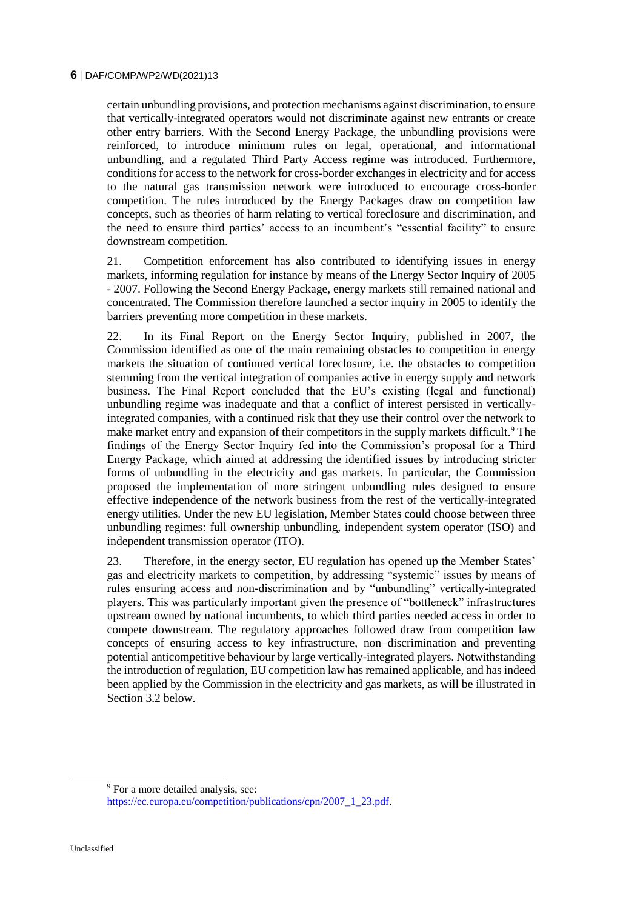certain unbundling provisions, and protection mechanisms against discrimination, to ensure that vertically-integrated operators would not discriminate against new entrants or create other entry barriers. With the Second Energy Package, the unbundling provisions were reinforced, to introduce minimum rules on legal, operational, and informational unbundling, and a regulated Third Party Access regime was introduced. Furthermore, conditions for access to the network for cross-border exchanges in electricity and for access to the natural gas transmission network were introduced to encourage cross-border competition. The rules introduced by the Energy Packages draw on competition law concepts, such as theories of harm relating to vertical foreclosure and discrimination, and the need to ensure third parties' access to an incumbent's "essential facility" to ensure downstream competition.

21. Competition enforcement has also contributed to identifying issues in energy markets, informing regulation for instance by means of the Energy Sector Inquiry of 2005 - 2007. Following the Second Energy Package, energy markets still remained national and concentrated. The Commission therefore launched a sector inquiry in 2005 to identify the barriers preventing more competition in these markets.

22. In its Final Report on the Energy Sector Inquiry, published in 2007, the Commission identified as one of the main remaining obstacles to competition in energy markets the situation of continued vertical foreclosure, i.e. the obstacles to competition stemming from the vertical integration of companies active in energy supply and network business. The Final Report concluded that the EU's existing (legal and functional) unbundling regime was inadequate and that a conflict of interest persisted in vertically-integrated companies, with a continued risk that they use their control over the network to make market entry and expansion of their competitors in the supply markets difficult.[9] The findings of the Energy Sector Inquiry fed into the Commission's proposal for a Third Energy Package, which aimed at addressing the identified issues by introducing stricter forms of unbundling in the electricity and gas markets. In particular, the Commission proposed the implementation of more stringent unbundling rules designed to ensure effective independence of the network business from the rest of the vertically-integrated energy utilities. Under the new EU legislation, Member States could choose between three unbundling regimes: full ownership unbundling, independent system operator (ISO) and independent transmission operator (ITO).

23. Therefore, in the energy sector, EU regulation has opened up the Member States' gas and electricity markets to competition, by addressing "systemic" issues by means of rules ensuring access and non-discrimination and by "unbundling" vertically-integrated players. This was particularly important given the presence of "bottleneck" infrastructures upstream owned by national incumbents, to which third parties needed access in order to compete downstream. The regulatory approaches followed draw from competition law concepts of ensuring access to key infrastructure, non–discrimination and preventing potential anticompetitive behaviour by large vertically-integrated players. Notwithstanding the introduction of regulation, EU competition law has remained applicable, and has indeed been applied by the Commission in the electricity and gas markets, as will be illustrated in Section 3.2 below.

[9] For a more detailed analysis, see: https://ec.europa.eu/competition/publications/cpn/2007_1_23.pdf.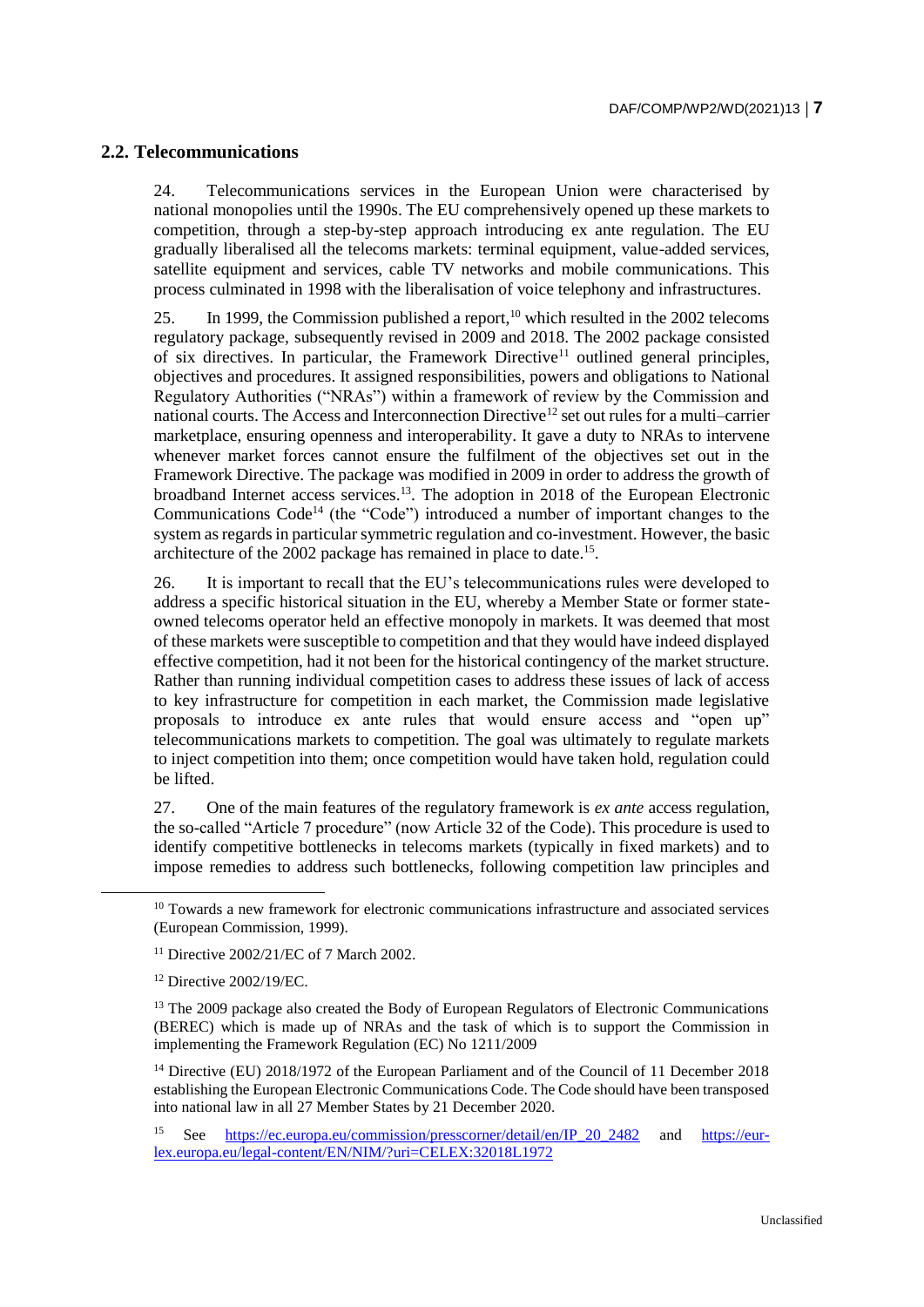## 2.2. Telecommunications

24. Telecommunications services in the European Union were characterised by national monopolies until the 1990s. The EU comprehensively opened up these markets to competition, through a step-by-step approach introducing ex ante regulation. The EU gradually liberalised all the telecoms markets: terminal equipment, value-added services, satellite equipment and services, cable TV networks and mobile communications. This process culminated in 1998 with the liberalisation of voice telephony and infrastructures.

25. In 1999, the Commission published a report,[10] which resulted in the 2002 telecoms regulatory package, subsequently revised in 2009 and 2018. The 2002 package consisted of six directives. In particular, the Framework Directive[11] outlined general principles, objectives and procedures. It assigned responsibilities, powers and obligations to National Regulatory Authorities ("NRAs") within a framework of review by the Commission and national courts. The Access and Interconnection Directive[12] set out rules for a multi–carrier marketplace, ensuring openness and interoperability. It gave a duty to NRAs to intervene whenever market forces cannot ensure the fulfilment of the objectives set out in the Framework Directive. The package was modified in 2009 in order to address the growth of broadband Internet access services.[13]. The adoption in 2018 of the European Electronic Communications Code[14] (the "Code") introduced a number of important changes to the system as regards in particular symmetric regulation and co-investment. However, the basic architecture of the 2002 package has remained in place to date.[15].

26. It is important to recall that the EU's telecommunications rules were developed to address a specific historical situation in the EU, whereby a Member State or former state-owned telecoms operator held an effective monopoly in markets. It was deemed that most of these markets were susceptible to competition and that they would have indeed displayed effective competition, had it not been for the historical contingency of the market structure. Rather than running individual competition cases to address these issues of lack of access to key infrastructure for competition in each market, the Commission made legislative proposals to introduce ex ante rules that would ensure access and "open up" telecommunications markets to competition. The goal was ultimately to regulate markets to inject competition into them; once competition would have taken hold, regulation could be lifted.

27. One of the main features of the regulatory framework is *ex ante* access regulation, the so-called "Article 7 procedure" (now Article 32 of the Code). This procedure is used to identify competitive bottlenecks in telecoms markets (typically in fixed markets) and to impose remedies to address such bottlenecks, following competition law principles and

---

[10] Towards a new framework for electronic communications infrastructure and associated services (European Commission, 1999).

[11] Directive 2002/21/EC of 7 March 2002.

[12] Directive 2002/19/EC.

[13] The 2009 package also created the Body of European Regulators of Electronic Communications (BEREC) which is made up of NRAs and the task of which is to support the Commission in implementing the Framework Regulation (EC) No 1211/2009

[14] Directive (EU) 2018/1972 of the European Parliament and of the Council of 11 December 2018 establishing the European Electronic Communications Code. The Code should have been transposed into national law in all 27 Member States by 21 December 2020.

[15] See https://ec.europa.eu/commission/presscorner/detail/en/IP_20_2482 and https://eur-lex.europa.eu/legal-content/EN/NIM/?uri=CELEX:32018L1972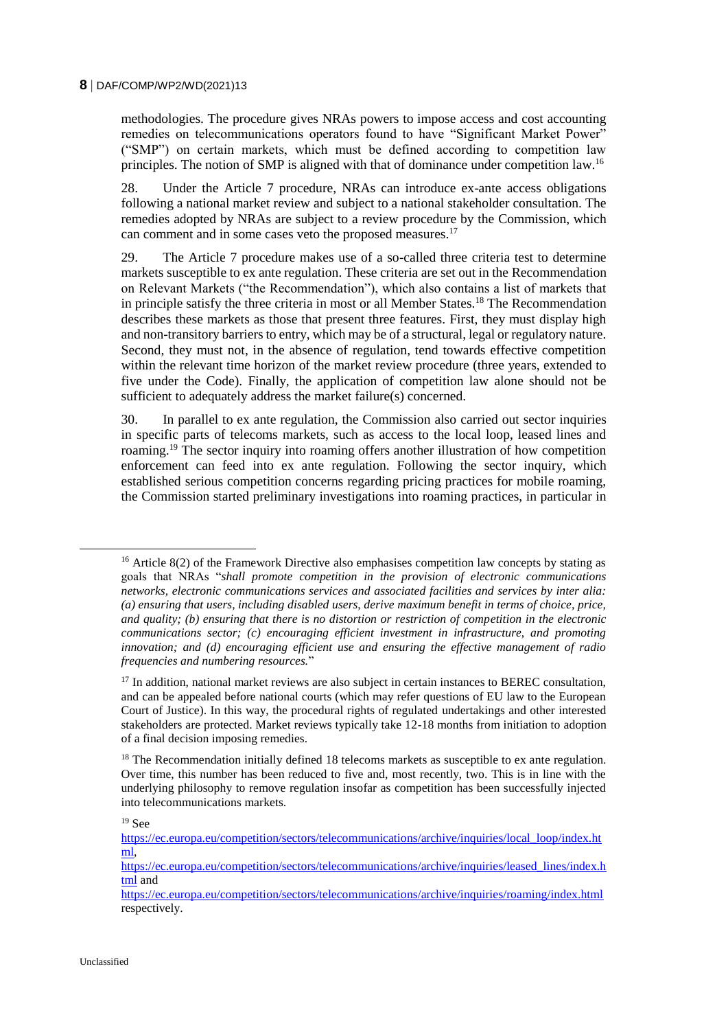methodologies. The procedure gives NRAs powers to impose access and cost accounting remedies on telecommunications operators found to have "Significant Market Power" ("SMP") on certain markets, which must be defined according to competition law principles. The notion of SMP is aligned with that of dominance under competition law.[16]

28. Under the Article 7 procedure, NRAs can introduce ex-ante access obligations following a national market review and subject to a national stakeholder consultation. The remedies adopted by NRAs are subject to a review procedure by the Commission, which can comment and in some cases veto the proposed measures.[17]

29. The Article 7 procedure makes use of a so-called three criteria test to determine markets susceptible to ex ante regulation. These criteria are set out in the Recommendation on Relevant Markets ("the Recommendation"), which also contains a list of markets that in principle satisfy the three criteria in most or all Member States.[18] The Recommendation describes these markets as those that present three features. First, they must display high and non-transitory barriers to entry, which may be of a structural, legal or regulatory nature. Second, they must not, in the absence of regulation, tend towards effective competition within the relevant time horizon of the market review procedure (three years, extended to five under the Code). Finally, the application of competition law alone should not be sufficient to adequately address the market failure(s) concerned.

30. In parallel to ex ante regulation, the Commission also carried out sector inquiries in specific parts of telecoms markets, such as access to the local loop, leased lines and roaming.[19] The sector inquiry into roaming offers another illustration of how competition enforcement can feed into ex ante regulation. Following the sector inquiry, which established serious competition concerns regarding pricing practices for mobile roaming, the Commission started preliminary investigations into roaming practices, in particular in

[16] Article 8(2) of the Framework Directive also emphasises competition law concepts by stating as goals that NRAs "*shall promote competition in the provision of electronic communications networks, electronic communications services and associated facilities and services by inter alia: (a) ensuring that users, including disabled users, derive maximum benefit in terms of choice, price, and quality; (b) ensuring that there is no distortion or restriction of competition in the electronic communications sector; (c) encouraging efficient investment in infrastructure, and promoting innovation; and (d) encouraging efficient use and ensuring the effective management of radio frequencies and numbering resources.*"

[17] In addition, national market reviews are also subject in certain instances to BEREC consultation, and can be appealed before national courts (which may refer questions of EU law to the European Court of Justice). In this way, the procedural rights of regulated undertakings and other interested stakeholders are protected. Market reviews typically take 12-18 months from initiation to adoption of a final decision imposing remedies.

[18] The Recommendation initially defined 18 telecoms markets as susceptible to ex ante regulation. Over time, this number has been reduced to five and, most recently, two. This is in line with the underlying philosophy to remove regulation insofar as competition has been successfully injected into telecommunications markets.

[19] See https://ec.europa.eu/competition/sectors/telecommunications/archive/inquiries/local_loop/index.html, https://ec.europa.eu/competition/sectors/telecommunications/archive/inquiries/leased_lines/index.html and https://ec.europa.eu/competition/sectors/telecommunications/archive/inquiries/roaming/index.html respectively.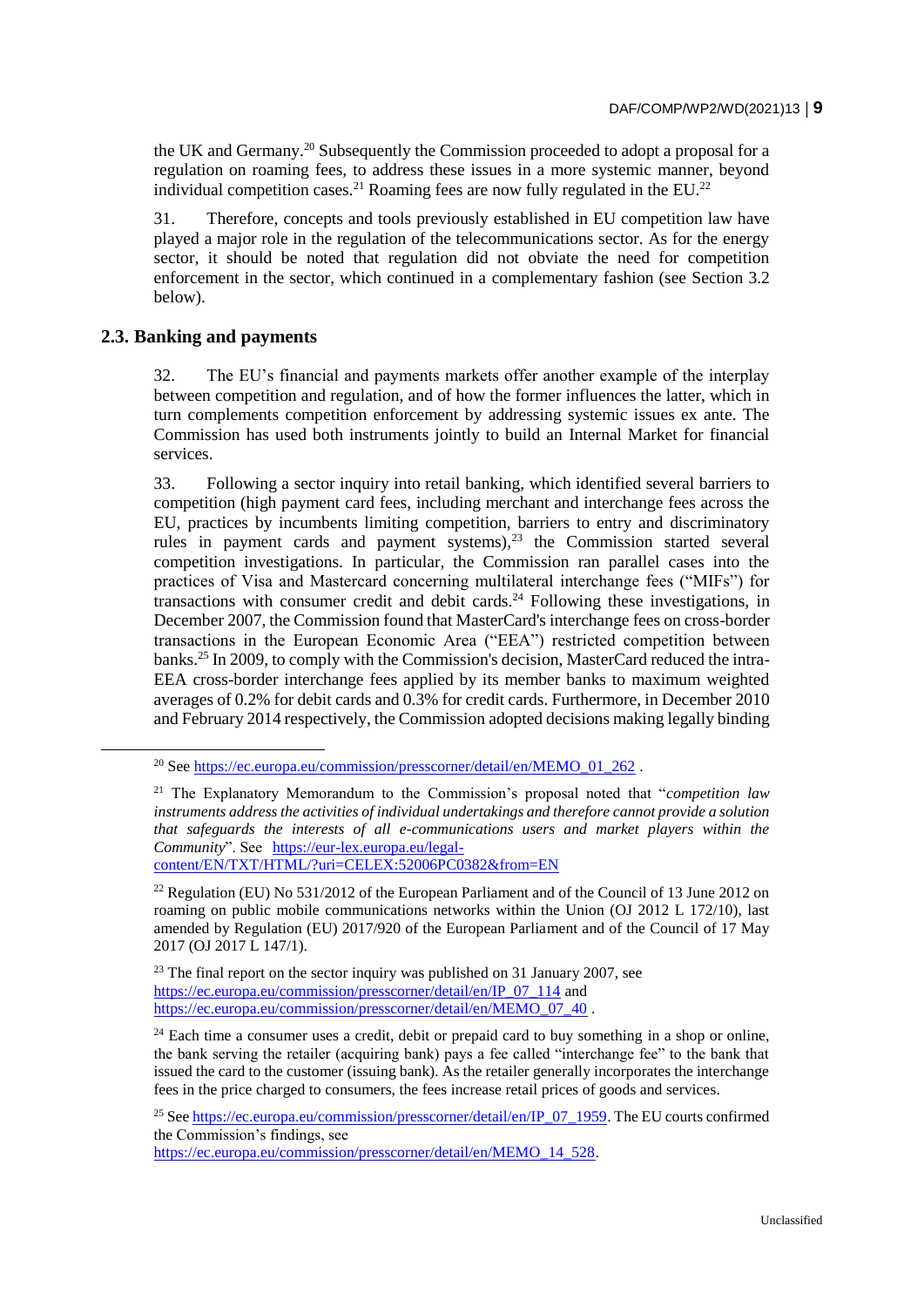the UK and Germany.[20] Subsequently the Commission proceeded to adopt a proposal for a regulation on roaming fees, to address these issues in a more systemic manner, beyond individual competition cases.[21] Roaming fees are now fully regulated in the EU.[22]

31. Therefore, concepts and tools previously established in EU competition law have played a major role in the regulation of the telecommunications sector. As for the energy sector, it should be noted that regulation did not obviate the need for competition enforcement in the sector, which continued in a complementary fashion (see Section 3.2 below).

### 2.3. Banking and payments

32. The EU's financial and payments markets offer another example of the interplay between competition and regulation, and of how the former influences the latter, which in turn complements competition enforcement by addressing systemic issues ex ante. The Commission has used both instruments jointly to build an Internal Market for financial services.

33. Following a sector inquiry into retail banking, which identified several barriers to competition (high payment card fees, including merchant and interchange fees across the EU, practices by incumbents limiting competition, barriers to entry and discriminatory rules in payment cards and payment systems),[23] the Commission started several competition investigations. In particular, the Commission ran parallel cases into the practices of Visa and Mastercard concerning multilateral interchange fees ("MIFs") for transactions with consumer credit and debit cards.[24] Following these investigations, in December 2007, the Commission found that MasterCard's interchange fees on cross-border transactions in the European Economic Area ("EEA") restricted competition between banks.[25] In 2009, to comply with the Commission's decision, MasterCard reduced the intra-EEA cross-border interchange fees applied by its member banks to maximum weighted averages of 0.2% for debit cards and 0.3% for credit cards. Furthermore, in December 2010 and February 2014 respectively, the Commission adopted decisions making legally binding

---

[20] See https://ec.europa.eu/commission/presscorner/detail/en/MEMO_01_262 .

[21] The Explanatory Memorandum to the Commission's proposal noted that "*competition law instruments address the activities of individual undertakings and therefore cannot provide a solution that safeguards the interests of all e-communications users and market players within the Community*". See https://eur-lex.europa.eu/legal-content/EN/TXT/HTML/?uri=CELEX:52006PC0382&from=EN

[22] Regulation (EU) No 531/2012 of the European Parliament and of the Council of 13 June 2012 on roaming on public mobile communications networks within the Union (OJ 2012 L 172/10), last amended by Regulation (EU) 2017/920 of the European Parliament and of the Council of 17 May 2017 (OJ 2017 L 147/1).

[23] The final report on the sector inquiry was published on 31 January 2007, see https://ec.europa.eu/commission/presscorner/detail/en/IP_07_114 and https://ec.europa.eu/commission/presscorner/detail/en/MEMO_07_40 .

[24] Each time a consumer uses a credit, debit or prepaid card to buy something in a shop or online, the bank serving the retailer (acquiring bank) pays a fee called "interchange fee" to the bank that issued the card to the customer (issuing bank). As the retailer generally incorporates the interchange fees in the price charged to consumers, the fees increase retail prices of goods and services.

[25] See https://ec.europa.eu/commission/presscorner/detail/en/IP_07_1959. The EU courts confirmed the Commission's findings, see https://ec.europa.eu/commission/presscorner/detail/en/MEMO_14_528.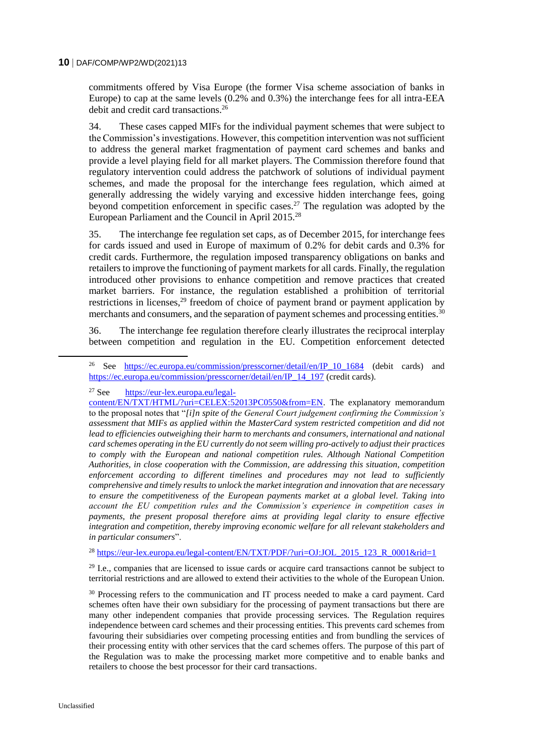commitments offered by Visa Europe (the former Visa scheme association of banks in Europe) to cap at the same levels (0.2% and 0.3%) the interchange fees for all intra-EEA debit and credit card transactions.[26]

34. These cases capped MIFs for the individual payment schemes that were subject to the Commission's investigations. However, this competition intervention was not sufficient to address the general market fragmentation of payment card schemes and banks and provide a level playing field for all market players. The Commission therefore found that regulatory intervention could address the patchwork of solutions of individual payment schemes, and made the proposal for the interchange fees regulation, which aimed at generally addressing the widely varying and excessive hidden interchange fees, going beyond competition enforcement in specific cases.[27] The regulation was adopted by the European Parliament and the Council in April 2015.[28]

35. The interchange fee regulation set caps, as of December 2015, for interchange fees for cards issued and used in Europe of maximum of 0.2% for debit cards and 0.3% for credit cards. Furthermore, the regulation imposed transparency obligations on banks and retailers to improve the functioning of payment markets for all cards. Finally, the regulation introduced other provisions to enhance competition and remove practices that created market barriers. For instance, the regulation established a prohibition of territorial restrictions in licenses,[29] freedom of choice of payment brand or payment application by merchants and consumers, and the separation of payment schemes and processing entities.[30]

36. The interchange fee regulation therefore clearly illustrates the reciprocal interplay between competition and regulation in the EU. Competition enforcement detected

---

[26] See https://ec.europa.eu/commission/presscorner/detail/en/IP_10_1684 (debit cards) and https://ec.europa.eu/commission/presscorner/detail/en/IP_14_197 (credit cards).

[27] See https://eur-lex.europa.eu/legal-content/EN/TXT/HTML/?uri=CELEX:52013PC0550&from=EN. The explanatory memorandum to the proposal notes that "*[i]n spite of the General Court judgement confirming the Commission's assessment that MIFs as applied within the MasterCard system restricted competition and did not lead to efficiencies outweighing their harm to merchants and consumers, international and national card schemes operating in the EU currently do not seem willing pro-actively to adjust their practices to comply with the European and national competition rules. Although National Competition Authorities, in close cooperation with the Commission, are addressing this situation, competition enforcement according to different timelines and procedures may not lead to sufficiently comprehensive and timely results to unlock the market integration and innovation that are necessary to ensure the competitiveness of the European payments market at a global level. Taking into account the EU competition rules and the Commission's experience in competition cases in payments, the present proposal therefore aims at providing legal clarity to ensure effective integration and competition, thereby improving economic welfare for all relevant stakeholders and in particular consumers*".

[28] https://eur-lex.europa.eu/legal-content/EN/TXT/PDF/?uri=OJ:JOL_2015_123_R_0001&rid=1

[29] I.e., companies that are licensed to issue cards or acquire card transactions cannot be subject to territorial restrictions and are allowed to extend their activities to the whole of the European Union.

[30] Processing refers to the communication and IT process needed to make a card payment. Card schemes often have their own subsidiary for the processing of payment transactions but there are many other independent companies that provide processing services. The Regulation requires independence between card schemes and their processing entities. This prevents card schemes from favouring their subsidiaries over competing processing entities and from bundling the services of their processing entity with other services that the card schemes offers. The purpose of this part of the Regulation was to make the processing market more competitive and to enable banks and retailers to choose the best processor for their card transactions.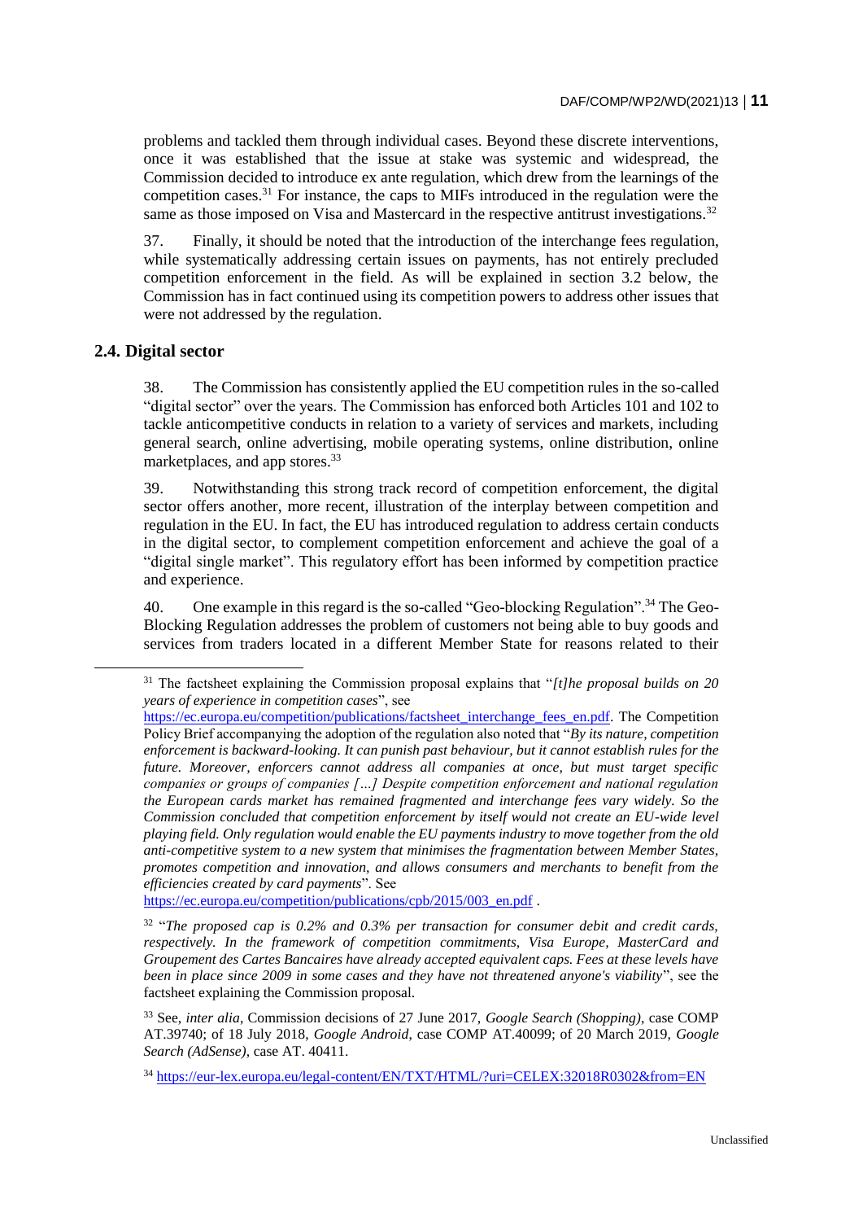problems and tackled them through individual cases. Beyond these discrete interventions, once it was established that the issue at stake was systemic and widespread, the Commission decided to introduce ex ante regulation, which drew from the learnings of the competition cases.[31] For instance, the caps to MIFs introduced in the regulation were the same as those imposed on Visa and Mastercard in the respective antitrust investigations.[32]

37. Finally, it should be noted that the introduction of the interchange fees regulation, while systematically addressing certain issues on payments, has not entirely precluded competition enforcement in the field. As will be explained in section 3.2 below, the Commission has in fact continued using its competition powers to address other issues that were not addressed by the regulation.

## 2.4. Digital sector

38. The Commission has consistently applied the EU competition rules in the so-called "digital sector" over the years. The Commission has enforced both Articles 101 and 102 to tackle anticompetitive conducts in relation to a variety of services and markets, including general search, online advertising, mobile operating systems, online distribution, online marketplaces, and app stores.[33]

39. Notwithstanding this strong track record of competition enforcement, the digital sector offers another, more recent, illustration of the interplay between competition and regulation in the EU. In fact, the EU has introduced regulation to address certain conducts in the digital sector, to complement competition enforcement and achieve the goal of a "digital single market". This regulatory effort has been informed by competition practice and experience.

40. One example in this regard is the so-called "Geo-blocking Regulation".[34] The Geo-Blocking Regulation addresses the problem of customers not being able to buy goods and services from traders located in a different Member State for reasons related to their

---

[31] The factsheet explaining the Commission proposal explains that "*[t]he proposal builds on 20 years of experience in competition cases*", see https://ec.europa.eu/competition/publications/factsheet_interchange_fees_en.pdf. The Competition Policy Brief accompanying the adoption of the regulation also noted that "*By its nature, competition enforcement is backward-looking. It can punish past behaviour, but it cannot establish rules for the future. Moreover, enforcers cannot address all companies at once, but must target specific companies or groups of companies […] Despite competition enforcement and national regulation the European cards market has remained fragmented and interchange fees vary widely. So the Commission concluded that competition enforcement by itself would not create an EU-wide level playing field. Only regulation would enable the EU payments industry to move together from the old anti-competitive system to a new system that minimises the fragmentation between Member States, promotes competition and innovation, and allows consumers and merchants to benefit from the efficiencies created by card payments*". See https://ec.europa.eu/competition/publications/cpb/2015/003_en.pdf .

[32] "*The proposed cap is 0.2% and 0.3% per transaction for consumer debit and credit cards, respectively. In the framework of competition commitments, Visa Europe, MasterCard and Groupement des Cartes Bancaires have already accepted equivalent caps. Fees at these levels have been in place since 2009 in some cases and they have not threatened anyone's viability*", see the factsheet explaining the Commission proposal.

[33] See, *inter alia*, Commission decisions of 27 June 2017, *Google Search (Shopping)*, case COMP AT.39740; of 18 July 2018, *Google Android*, case COMP AT.40099; of 20 March 2019, *Google Search (AdSense)*, case AT. 40411.

[34] https://eur-lex.europa.eu/legal-content/EN/TXT/HTML/?uri=CELEX:32018R0302&from=EN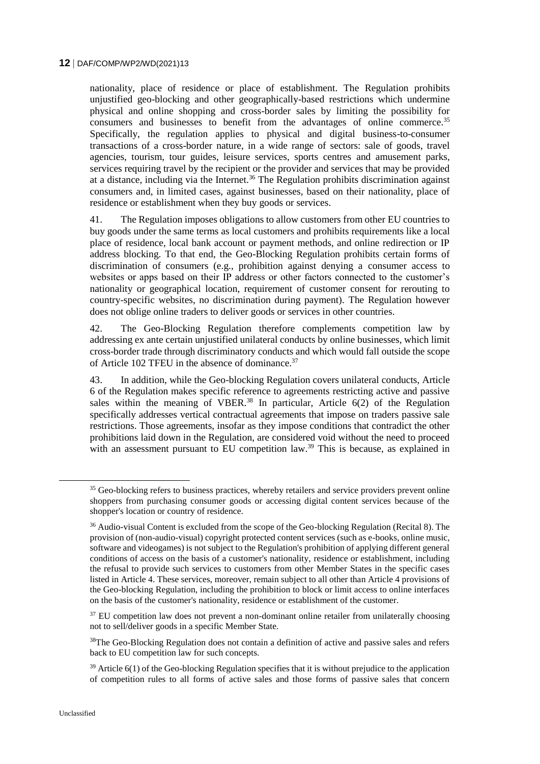nationality, place of residence or place of establishment. The Regulation prohibits unjustified geo-blocking and other geographically-based restrictions which undermine physical and online shopping and cross-border sales by limiting the possibility for consumers and businesses to benefit from the advantages of online commerce.[35] Specifically, the regulation applies to physical and digital business-to-consumer transactions of a cross-border nature, in a wide range of sectors: sale of goods, travel agencies, tourism, tour guides, leisure services, sports centres and amusement parks, services requiring travel by the recipient or the provider and services that may be provided at a distance, including via the Internet.[36] The Regulation prohibits discrimination against consumers and, in limited cases, against businesses, based on their nationality, place of residence or establishment when they buy goods or services.

41. The Regulation imposes obligations to allow customers from other EU countries to buy goods under the same terms as local customers and prohibits requirements like a local place of residence, local bank account or payment methods, and online redirection or IP address blocking. To that end, the Geo-Blocking Regulation prohibits certain forms of discrimination of consumers (e.g., prohibition against denying a consumer access to websites or apps based on their IP address or other factors connected to the customer's nationality or geographical location, requirement of customer consent for rerouting to country-specific websites, no discrimination during payment). The Regulation however does not oblige online traders to deliver goods or services in other countries.

42. The Geo-Blocking Regulation therefore complements competition law by addressing ex ante certain unjustified unilateral conducts by online businesses, which limit cross-border trade through discriminatory conducts and which would fall outside the scope of Article 102 TFEU in the absence of dominance.[37]

43. In addition, while the Geo-blocking Regulation covers unilateral conducts, Article 6 of the Regulation makes specific reference to agreements restricting active and passive sales within the meaning of VBER.[38] In particular, Article 6(2) of the Regulation specifically addresses vertical contractual agreements that impose on traders passive sale restrictions. Those agreements, insofar as they impose conditions that contradict the other prohibitions laid down in the Regulation, are considered void without the need to proceed with an assessment pursuant to EU competition law.[39] This is because, as explained in

---

[35] Geo-blocking refers to business practices, whereby retailers and service providers prevent online shoppers from purchasing consumer goods or accessing digital content services because of the shopper's location or country of residence.

[36] Audio-visual Content is excluded from the scope of the Geo-blocking Regulation (Recital 8). The provision of (non-audio-visual) copyright protected content services (such as e-books, online music, software and videogames) is not subject to the Regulation's prohibition of applying different general conditions of access on the basis of a customer's nationality, residence or establishment, including the refusal to provide such services to customers from other Member States in the specific cases listed in Article 4. These services, moreover, remain subject to all other than Article 4 provisions of the Geo-blocking Regulation, including the prohibition to block or limit access to online interfaces on the basis of the customer's nationality, residence or establishment of the customer.

[37] EU competition law does not prevent a non-dominant online retailer from unilaterally choosing not to sell/deliver goods in a specific Member State.

[38] The Geo-Blocking Regulation does not contain a definition of active and passive sales and refers back to EU competition law for such concepts.

[39] Article 6(1) of the Geo-blocking Regulation specifies that it is without prejudice to the application of competition rules to all forms of active sales and those forms of passive sales that concern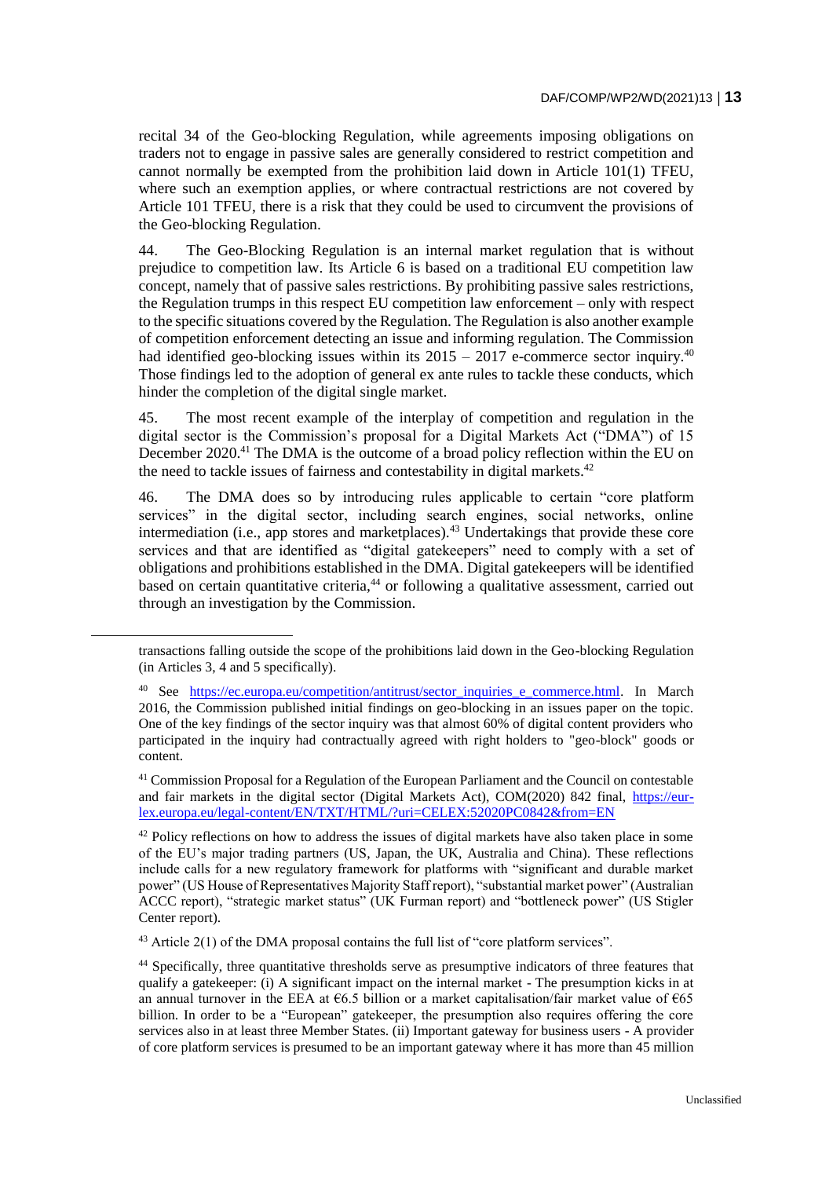recital 34 of the Geo-blocking Regulation, while agreements imposing obligations on traders not to engage in passive sales are generally considered to restrict competition and cannot normally be exempted from the prohibition laid down in Article 101(1) TFEU, where such an exemption applies, or where contractual restrictions are not covered by Article 101 TFEU, there is a risk that they could be used to circumvent the provisions of the Geo-blocking Regulation.

44. The Geo-Blocking Regulation is an internal market regulation that is without prejudice to competition law. Its Article 6 is based on a traditional EU competition law concept, namely that of passive sales restrictions. By prohibiting passive sales restrictions, the Regulation trumps in this respect EU competition law enforcement – only with respect to the specific situations covered by the Regulation. The Regulation is also another example of competition enforcement detecting an issue and informing regulation. The Commission had identified geo-blocking issues within its 2015 – 2017 e-commerce sector inquiry.[40] Those findings led to the adoption of general ex ante rules to tackle these conducts, which hinder the completion of the digital single market.

45. The most recent example of the interplay of competition and regulation in the digital sector is the Commission's proposal for a Digital Markets Act ("DMA") of 15 December 2020.[41] The DMA is the outcome of a broad policy reflection within the EU on the need to tackle issues of fairness and contestability in digital markets.[42]

46. The DMA does so by introducing rules applicable to certain "core platform services" in the digital sector, including search engines, social networks, online intermediation (i.e., app stores and marketplaces).[43] Undertakings that provide these core services and that are identified as "digital gatekeepers" need to comply with a set of obligations and prohibitions established in the DMA. Digital gatekeepers will be identified based on certain quantitative criteria,[44] or following a qualitative assessment, carried out through an investigation by the Commission.

---

transactions falling outside the scope of the prohibitions laid down in the Geo-blocking Regulation (in Articles 3, 4 and 5 specifically).

[40] See https://ec.europa.eu/competition/antitrust/sector_inquiries_e_commerce.html. In March 2016, the Commission published initial findings on geo-blocking in an issues paper on the topic. One of the key findings of the sector inquiry was that almost 60% of digital content providers who participated in the inquiry had contractually agreed with right holders to "geo-block" goods or content.

[41] Commission Proposal for a Regulation of the European Parliament and the Council on contestable and fair markets in the digital sector (Digital Markets Act), COM(2020) 842 final, https://eur-lex.europa.eu/legal-content/EN/TXT/HTML/?uri=CELEX:52020PC0842&from=EN

[42] Policy reflections on how to address the issues of digital markets have also taken place in some of the EU's major trading partners (US, Japan, the UK, Australia and China). These reflections include calls for a new regulatory framework for platforms with "significant and durable market power" (US House of Representatives Majority Staff report), "substantial market power" (Australian ACCC report), "strategic market status" (UK Furman report) and "bottleneck power" (US Stigler Center report).

[43] Article 2(1) of the DMA proposal contains the full list of "core platform services".

[44] Specifically, three quantitative thresholds serve as presumptive indicators of three features that qualify a gatekeeper: (i) A significant impact on the internal market - The presumption kicks in at an annual turnover in the EEA at €6.5 billion or a market capitalisation/fair market value of €65 billion. In order to be a "European" gatekeeper, the presumption also requires offering the core services also in at least three Member States. (ii) Important gateway for business users - A provider of core platform services is presumed to be an important gateway where it has more than 45 million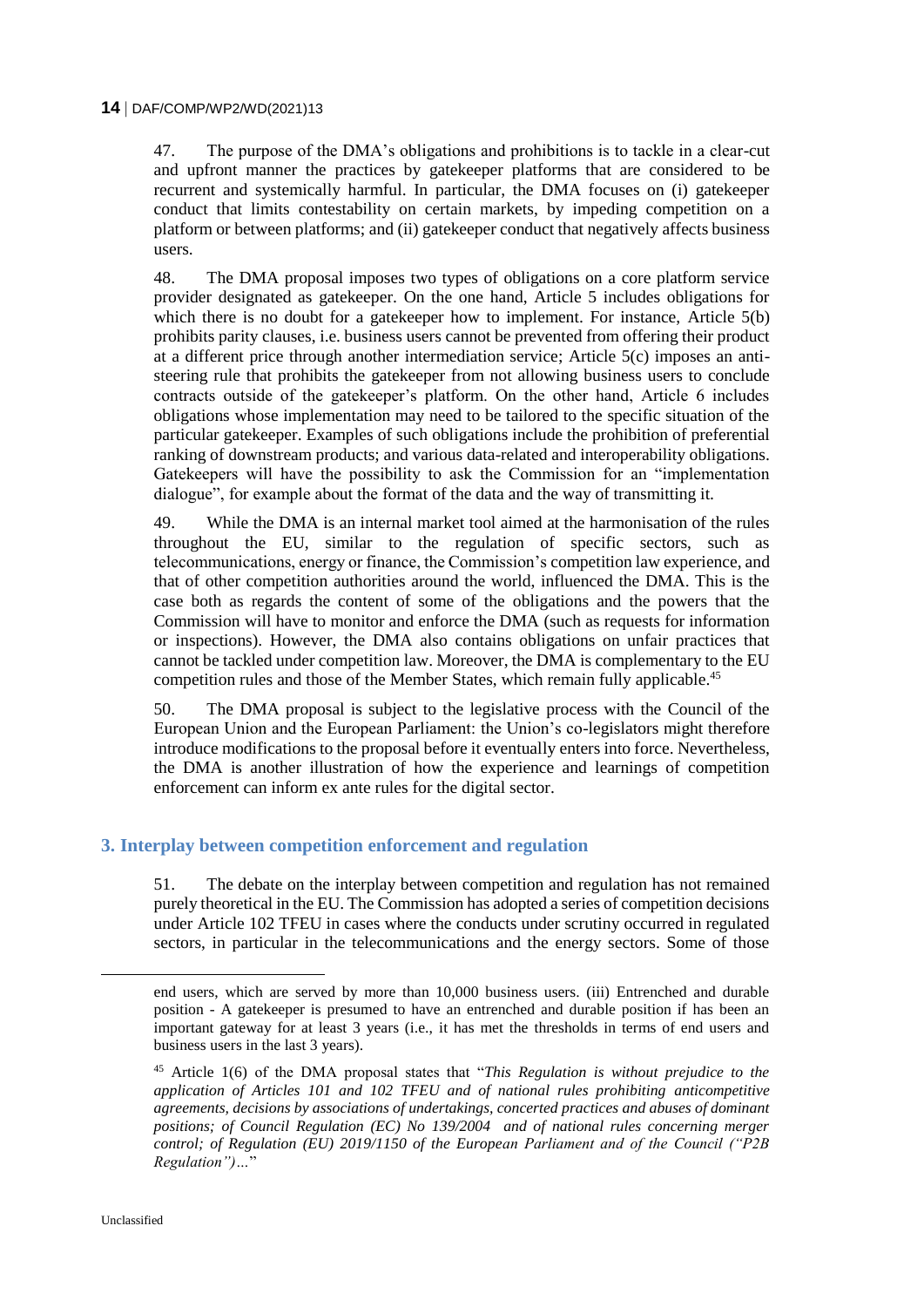47. The purpose of the DMA's obligations and prohibitions is to tackle in a clear-cut and upfront manner the practices by gatekeeper platforms that are considered to be recurrent and systemically harmful. In particular, the DMA focuses on (i) gatekeeper conduct that limits contestability on certain markets, by impeding competition on a platform or between platforms; and (ii) gatekeeper conduct that negatively affects business users.

48. The DMA proposal imposes two types of obligations on a core platform service provider designated as gatekeeper. On the one hand, Article 5 includes obligations for which there is no doubt for a gatekeeper how to implement. For instance, Article 5(b) prohibits parity clauses, i.e. business users cannot be prevented from offering their product at a different price through another intermediation service; Article 5(c) imposes an anti-steering rule that prohibits the gatekeeper from not allowing business users to conclude contracts outside of the gatekeeper's platform. On the other hand, Article 6 includes obligations whose implementation may need to be tailored to the specific situation of the particular gatekeeper. Examples of such obligations include the prohibition of preferential ranking of downstream products; and various data-related and interoperability obligations. Gatekeepers will have the possibility to ask the Commission for an "implementation dialogue", for example about the format of the data and the way of transmitting it.

49. While the DMA is an internal market tool aimed at the harmonisation of the rules throughout the EU, similar to the regulation of specific sectors, such as telecommunications, energy or finance, the Commission's competition law experience, and that of other competition authorities around the world, influenced the DMA. This is the case both as regards the content of some of the obligations and the powers that the Commission will have to monitor and enforce the DMA (such as requests for information or inspections). However, the DMA also contains obligations on unfair practices that cannot be tackled under competition law. Moreover, the DMA is complementary to the EU competition rules and those of the Member States, which remain fully applicable.[45]

50. The DMA proposal is subject to the legislative process with the Council of the European Union and the European Parliament: the Union's co-legislators might therefore introduce modifications to the proposal before it eventually enters into force. Nevertheless, the DMA is another illustration of how the experience and learnings of competition enforcement can inform ex ante rules for the digital sector.

## 3. Interplay between competition enforcement and regulation

51. The debate on the interplay between competition and regulation has not remained purely theoretical in the EU. The Commission has adopted a series of competition decisions under Article 102 TFEU in cases where the conducts under scrutiny occurred in regulated sectors, in particular in the telecommunications and the energy sectors. Some of those

---

end users, which are served by more than 10,000 business users. (iii) Entrenched and durable position - A gatekeeper is presumed to have an entrenched and durable position if has been an important gateway for at least 3 years (i.e., it has met the thresholds in terms of end users and business users in the last 3 years).

[45] Article 1(6) of the DMA proposal states that "*This Regulation is without prejudice to the application of Articles 101 and 102 TFEU and of national rules prohibiting anticompetitive agreements, decisions by associations of undertakings, concerted practices and abuses of dominant positions; of Council Regulation (EC) No 139/2004 and of national rules concerning merger control; of Regulation (EU) 2019/1150 of the European Parliament and of the Council ("P2B Regulation")…*"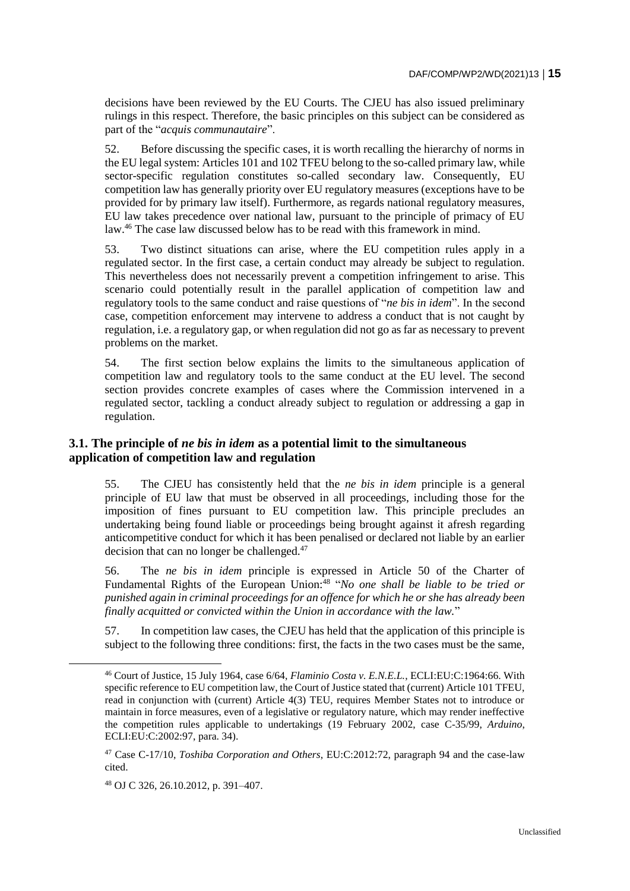decisions have been reviewed by the EU Courts. The CJEU has also issued preliminary rulings in this respect. Therefore, the basic principles on this subject can be considered as part of the "*acquis communautaire*".

52. Before discussing the specific cases, it is worth recalling the hierarchy of norms in the EU legal system: Articles 101 and 102 TFEU belong to the so-called primary law, while sector-specific regulation constitutes so-called secondary law. Consequently, EU competition law has generally priority over EU regulatory measures (exceptions have to be provided for by primary law itself). Furthermore, as regards national regulatory measures, EU law takes precedence over national law, pursuant to the principle of primacy of EU law.[46] The case law discussed below has to be read with this framework in mind.

53. Two distinct situations can arise, where the EU competition rules apply in a regulated sector. In the first case, a certain conduct may already be subject to regulation. This nevertheless does not necessarily prevent a competition infringement to arise. This scenario could potentially result in the parallel application of competition law and regulatory tools to the same conduct and raise questions of "*ne bis in idem*". In the second case, competition enforcement may intervene to address a conduct that is not caught by regulation, i.e. a regulatory gap, or when regulation did not go as far as necessary to prevent problems on the market.

54. The first section below explains the limits to the simultaneous application of competition law and regulatory tools to the same conduct at the EU level. The second section provides concrete examples of cases where the Commission intervened in a regulated sector, tackling a conduct already subject to regulation or addressing a gap in regulation.

### 3.1. The principle of *ne bis in idem* as a potential limit to the simultaneous application of competition law and regulation

55. The CJEU has consistently held that the *ne bis in idem* principle is a general principle of EU law that must be observed in all proceedings, including those for the imposition of fines pursuant to EU competition law. This principle precludes an undertaking being found liable or proceedings being brought against it afresh regarding anticompetitive conduct for which it has been penalised or declared not liable by an earlier decision that can no longer be challenged.[47]

56. The *ne bis in idem* principle is expressed in Article 50 of the Charter of Fundamental Rights of the European Union:[48] "*No one shall be liable to be tried or punished again in criminal proceedings for an offence for which he or she has already been finally acquitted or convicted within the Union in accordance with the law.*"

57. In competition law cases, the CJEU has held that the application of this principle is subject to the following three conditions: first, the facts in the two cases must be the same,

---

[46] Court of Justice, 15 July 1964, case 6/64, *Flaminio Costa v. E.N.E.L.*, ECLI:EU:C:1964:66. With specific reference to EU competition law, the Court of Justice stated that (current) Article 101 TFEU, read in conjunction with (current) Article 4(3) TEU, requires Member States not to introduce or maintain in force measures, even of a legislative or regulatory nature, which may render ineffective the competition rules applicable to undertakings (19 February 2002, case C-35/99, *Arduino*, ECLI:EU:C:2002:97, para. 34).

[47] Case C-17/10, *Toshiba Corporation and Others*, EU:C:2012:72, paragraph 94 and the case-law cited.

[48] OJ C 326, 26.10.2012, p. 391–407.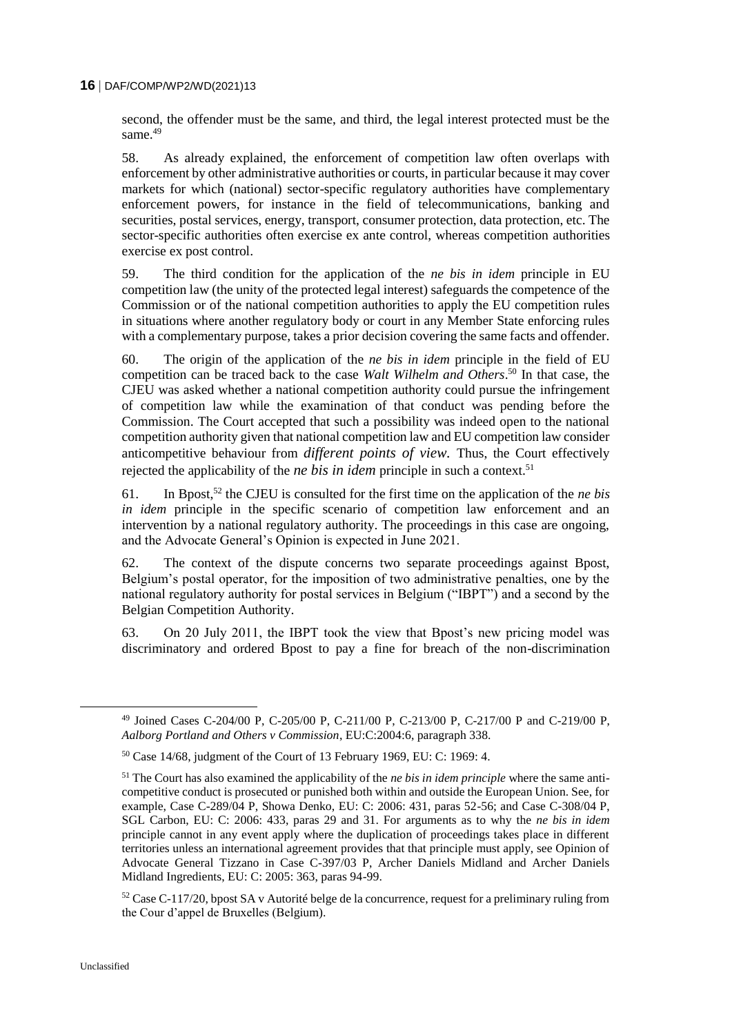second, the offender must be the same, and third, the legal interest protected must be the same.[49]

58. As already explained, the enforcement of competition law often overlaps with enforcement by other administrative authorities or courts, in particular because it may cover markets for which (national) sector-specific regulatory authorities have complementary enforcement powers, for instance in the field of telecommunications, banking and securities, postal services, energy, transport, consumer protection, data protection, etc. The sector-specific authorities often exercise ex ante control, whereas competition authorities exercise ex post control.

59. The third condition for the application of the *ne bis in idem* principle in EU competition law (the unity of the protected legal interest) safeguards the competence of the Commission or of the national competition authorities to apply the EU competition rules in situations where another regulatory body or court in any Member State enforcing rules with a complementary purpose, takes a prior decision covering the same facts and offender.

60. The origin of the application of the *ne bis in idem* principle in the field of EU competition can be traced back to the case *Walt Wilhelm and Others*.[50] In that case, the CJEU was asked whether a national competition authority could pursue the infringement of competition law while the examination of that conduct was pending before the Commission. The Court accepted that such a possibility was indeed open to the national competition authority given that national competition law and EU competition law consider anticompetitive behaviour from *different points of view.* Thus, the Court effectively rejected the applicability of the *ne bis in idem* principle in such a context.[51]

61. In Bpost,[52] the CJEU is consulted for the first time on the application of the *ne bis in idem* principle in the specific scenario of competition law enforcement and an intervention by a national regulatory authority. The proceedings in this case are ongoing, and the Advocate General's Opinion is expected in June 2021.

62. The context of the dispute concerns two separate proceedings against Bpost, Belgium's postal operator, for the imposition of two administrative penalties, one by the national regulatory authority for postal services in Belgium ("IBPT") and a second by the Belgian Competition Authority.

63. On 20 July 2011, the IBPT took the view that Bpost's new pricing model was discriminatory and ordered Bpost to pay a fine for breach of the non-discrimination

---

[49] Joined Cases C-204/00 P, C-205/00 P, C-211/00 P, C-213/00 P, C-217/00 P and C-219/00 P, *Aalborg Portland and Others v Commission*, EU:C:2004:6, paragraph 338.

[50] Case 14/68, judgment of the Court of 13 February 1969, EU: C: 1969: 4.

[51] The Court has also examined the applicability of the *ne bis in idem principle* where the same anti-competitive conduct is prosecuted or punished both within and outside the European Union. See, for example, Case C-289/04 P, Showa Denko, EU: C: 2006: 431, paras 52-56; and Case C-308/04 P, SGL Carbon, EU: C: 2006: 433, paras 29 and 31. For arguments as to why the *ne bis in idem* principle cannot in any event apply where the duplication of proceedings takes place in different territories unless an international agreement provides that that principle must apply, see Opinion of Advocate General Tizzano in Case C-397/03 P, Archer Daniels Midland and Archer Daniels Midland Ingredients, EU: C: 2005: 363, paras 94-99.

[52] Case C-117/20, bpost SA v Autorité belge de la concurrence, request for a preliminary ruling from the Cour d'appel de Bruxelles (Belgium).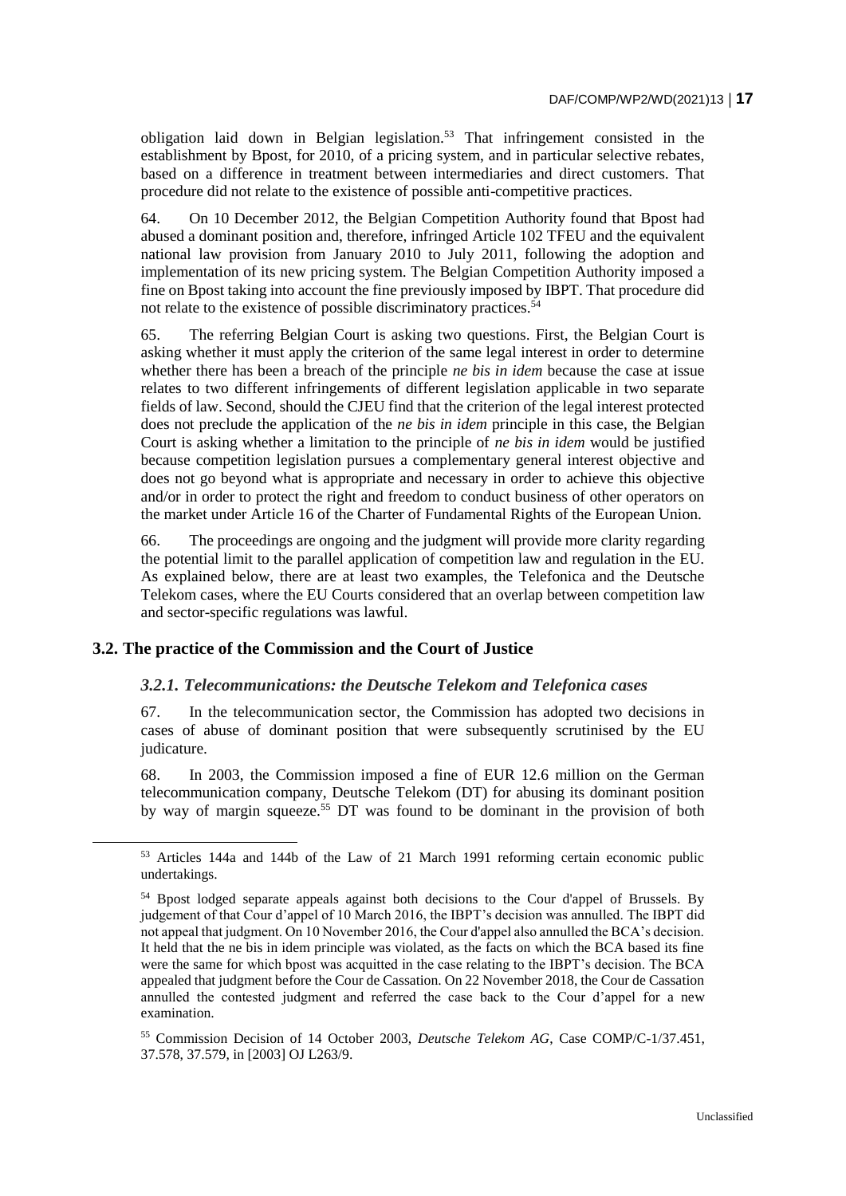obligation laid down in Belgian legislation.[53] That infringement consisted in the establishment by Bpost, for 2010, of a pricing system, and in particular selective rebates, based on a difference in treatment between intermediaries and direct customers. That procedure did not relate to the existence of possible anti-competitive practices.

64. On 10 December 2012, the Belgian Competition Authority found that Bpost had abused a dominant position and, therefore, infringed Article 102 TFEU and the equivalent national law provision from January 2010 to July 2011, following the adoption and implementation of its new pricing system. The Belgian Competition Authority imposed a fine on Bpost taking into account the fine previously imposed by IBPT. That procedure did not relate to the existence of possible discriminatory practices.[54]

65. The referring Belgian Court is asking two questions. First, the Belgian Court is asking whether it must apply the criterion of the same legal interest in order to determine whether there has been a breach of the principle *ne bis in idem* because the case at issue relates to two different infringements of different legislation applicable in two separate fields of law. Second, should the CJEU find that the criterion of the legal interest protected does not preclude the application of the *ne bis in idem* principle in this case, the Belgian Court is asking whether a limitation to the principle of *ne bis in idem* would be justified because competition legislation pursues a complementary general interest objective and does not go beyond what is appropriate and necessary in order to achieve this objective and/or in order to protect the right and freedom to conduct business of other operators on the market under Article 16 of the Charter of Fundamental Rights of the European Union.

66. The proceedings are ongoing and the judgment will provide more clarity regarding the potential limit to the parallel application of competition law and regulation in the EU. As explained below, there are at least two examples, the Telefonica and the Deutsche Telekom cases, where the EU Courts considered that an overlap between competition law and sector-specific regulations was lawful.

## 3.2. The practice of the Commission and the Court of Justice

### *3.2.1. Telecommunications: the Deutsche Telekom and Telefonica cases*

67. In the telecommunication sector, the Commission has adopted two decisions in cases of abuse of dominant position that were subsequently scrutinised by the EU judicature.

68. In 2003, the Commission imposed a fine of EUR 12.6 million on the German telecommunication company, Deutsche Telekom (DT) for abusing its dominant position by way of margin squeeze.[55] DT was found to be dominant in the provision of both

---

[53] Articles 144a and 144b of the Law of 21 March 1991 reforming certain economic public undertakings.

[54] Bpost lodged separate appeals against both decisions to the Cour d'appel of Brussels. By judgement of that Cour d'appel of 10 March 2016, the IBPT's decision was annulled. The IBPT did not appeal that judgment. On 10 November 2016, the Cour d'appel also annulled the BCA's decision. It held that the ne bis in idem principle was violated, as the facts on which the BCA based its fine were the same for which bpost was acquitted in the case relating to the IBPT's decision. The BCA appealed that judgment before the Cour de Cassation. On 22 November 2018, the Cour de Cassation annulled the contested judgment and referred the case back to the Cour d'appel for a new examination.

[55] Commission Decision of 14 October 2003, *Deutsche Telekom AG*, Case COMP/C-1/37.451, 37.578, 37.579, in [2003] OJ L263/9.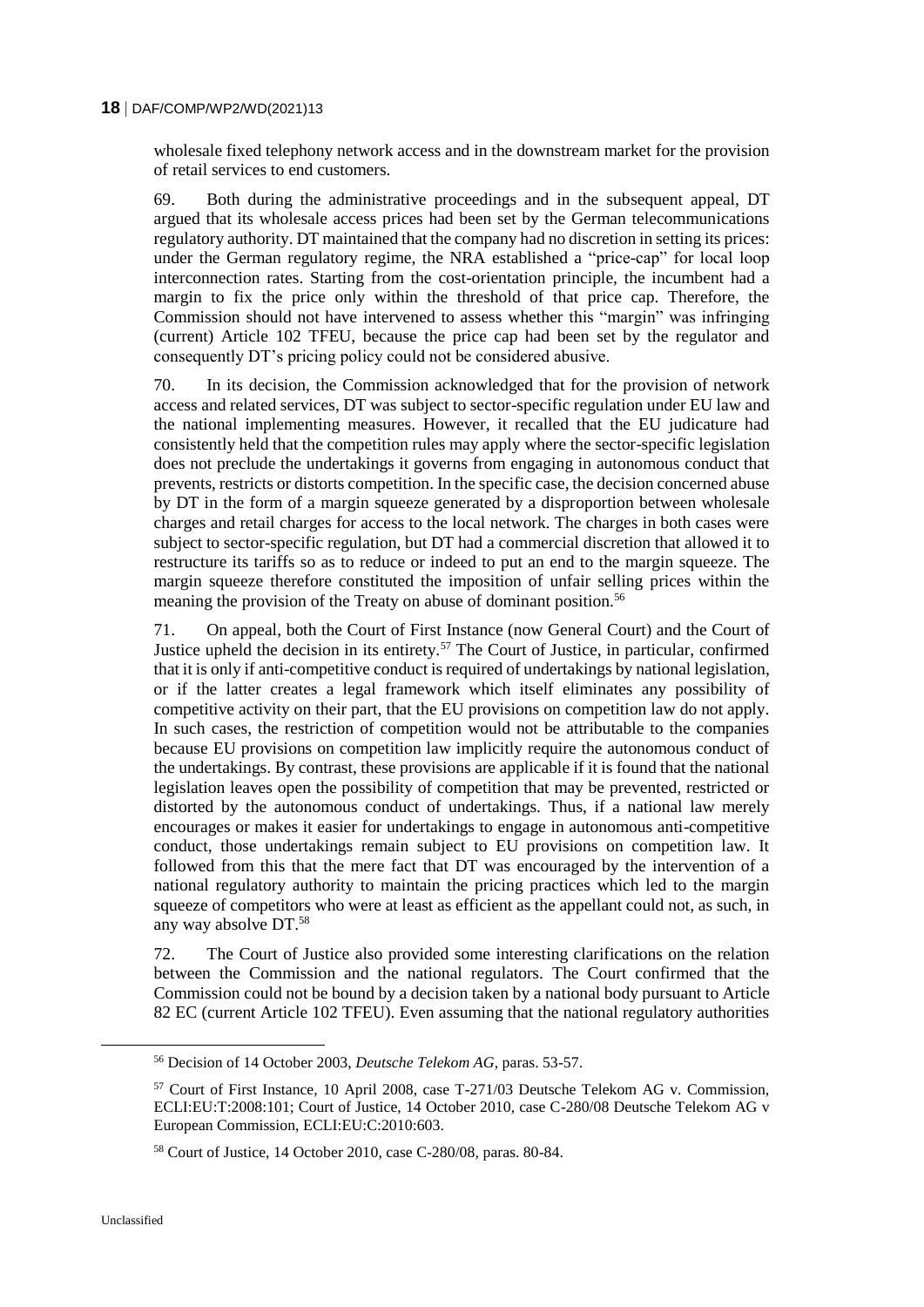wholesale fixed telephony network access and in the downstream market for the provision of retail services to end customers.

69. Both during the administrative proceedings and in the subsequent appeal, DT argued that its wholesale access prices had been set by the German telecommunications regulatory authority. DT maintained that the company had no discretion in setting its prices: under the German regulatory regime, the NRA established a "price-cap" for local loop interconnection rates. Starting from the cost-orientation principle, the incumbent had a margin to fix the price only within the threshold of that price cap. Therefore, the Commission should not have intervened to assess whether this "margin" was infringing (current) Article 102 TFEU, because the price cap had been set by the regulator and consequently DT's pricing policy could not be considered abusive.

70. In its decision, the Commission acknowledged that for the provision of network access and related services, DT was subject to sector-specific regulation under EU law and the national implementing measures. However, it recalled that the EU judicature had consistently held that the competition rules may apply where the sector-specific legislation does not preclude the undertakings it governs from engaging in autonomous conduct that prevents, restricts or distorts competition. In the specific case, the decision concerned abuse by DT in the form of a margin squeeze generated by a disproportion between wholesale charges and retail charges for access to the local network. The charges in both cases were subject to sector-specific regulation, but DT had a commercial discretion that allowed it to restructure its tariffs so as to reduce or indeed to put an end to the margin squeeze. The margin squeeze therefore constituted the imposition of unfair selling prices within the meaning the provision of the Treaty on abuse of dominant position.[56]

71. On appeal, both the Court of First Instance (now General Court) and the Court of Justice upheld the decision in its entirety.[57] The Court of Justice, in particular, confirmed that it is only if anti-competitive conduct is required of undertakings by national legislation, or if the latter creates a legal framework which itself eliminates any possibility of competitive activity on their part, that the EU provisions on competition law do not apply. In such cases, the restriction of competition would not be attributable to the companies because EU provisions on competition law implicitly require the autonomous conduct of the undertakings. By contrast, these provisions are applicable if it is found that the national legislation leaves open the possibility of competition that may be prevented, restricted or distorted by the autonomous conduct of undertakings. Thus, if a national law merely encourages or makes it easier for undertakings to engage in autonomous anti-competitive conduct, those undertakings remain subject to EU provisions on competition law. It followed from this that the mere fact that DT was encouraged by the intervention of a national regulatory authority to maintain the pricing practices which led to the margin squeeze of competitors who were at least as efficient as the appellant could not, as such, in any way absolve DT.[58]

72. The Court of Justice also provided some interesting clarifications on the relation between the Commission and the national regulators. The Court confirmed that the Commission could not be bound by a decision taken by a national body pursuant to Article 82 EC (current Article 102 TFEU). Even assuming that the national regulatory authorities

[56] Decision of 14 October 2003, *Deutsche Telekom AG*, paras. 53-57.

[57] Court of First Instance, 10 April 2008, case T-271/03 Deutsche Telekom AG v. Commission, ECLI:EU:T:2008:101; Court of Justice, 14 October 2010, case C-280/08 Deutsche Telekom AG v European Commission, ECLI:EU:C:2010:603.

[58] Court of Justice, 14 October 2010, case C-280/08, paras. 80-84.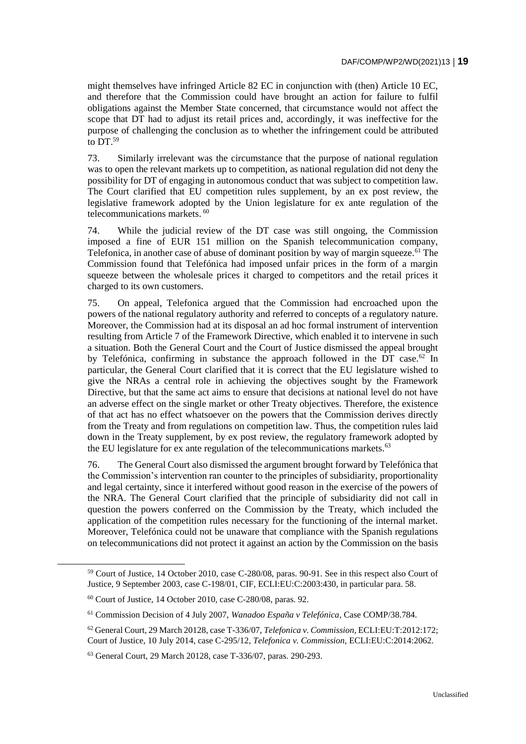might themselves have infringed Article 82 EC in conjunction with (then) Article 10 EC, and therefore that the Commission could have brought an action for failure to fulfil obligations against the Member State concerned, that circumstance would not affect the scope that DT had to adjust its retail prices and, accordingly, it was ineffective for the purpose of challenging the conclusion as to whether the infringement could be attributed to DT.[59]

73. Similarly irrelevant was the circumstance that the purpose of national regulation was to open the relevant markets up to competition, as national regulation did not deny the possibility for DT of engaging in autonomous conduct that was subject to competition law. The Court clarified that EU competition rules supplement, by an ex post review, the legislative framework adopted by the Union legislature for ex ante regulation of the telecommunications markets.[60]

74. While the judicial review of the DT case was still ongoing, the Commission imposed a fine of EUR 151 million on the Spanish telecommunication company, Telefonica, in another case of abuse of dominant position by way of margin squeeze.[61] The Commission found that Telefónica had imposed unfair prices in the form of a margin squeeze between the wholesale prices it charged to competitors and the retail prices it charged to its own customers.

75. On appeal, Telefonica argued that the Commission had encroached upon the powers of the national regulatory authority and referred to concepts of a regulatory nature. Moreover, the Commission had at its disposal an ad hoc formal instrument of intervention resulting from Article 7 of the Framework Directive, which enabled it to intervene in such a situation. Both the General Court and the Court of Justice dismissed the appeal brought by Telefónica, confirming in substance the approach followed in the DT case.[62] In particular, the General Court clarified that it is correct that the EU legislature wished to give the NRAs a central role in achieving the objectives sought by the Framework Directive, but that the same act aims to ensure that decisions at national level do not have an adverse effect on the single market or other Treaty objectives. Therefore, the existence of that act has no effect whatsoever on the powers that the Commission derives directly from the Treaty and from regulations on competition law. Thus, the competition rules laid down in the Treaty supplement, by ex post review, the regulatory framework adopted by the EU legislature for ex ante regulation of the telecommunications markets.[63]

76. The General Court also dismissed the argument brought forward by Telefónica that the Commission's intervention ran counter to the principles of subsidiarity, proportionality and legal certainty, since it interfered without good reason in the exercise of the powers of the NRA. The General Court clarified that the principle of subsidiarity did not call in question the powers conferred on the Commission by the Treaty, which included the application of the competition rules necessary for the functioning of the internal market. Moreover, Telefónica could not be unaware that compliance with the Spanish regulations on telecommunications did not protect it against an action by the Commission on the basis

[59] Court of Justice, 14 October 2010, case C-280/08, paras. 90-91. See in this respect also Court of Justice, 9 September 2003, case C-198/01, CIF, ECLI:EU:C:2003:430, in particular para. 58.

[60] Court of Justice, 14 October 2010, case C-280/08, paras. 92.

[61] Commission Decision of 4 July 2007, *Wanadoo España v Telefónica*, Case COMP/38.784.

[62] General Court, 29 March 20128, case T-336/07, *Telefonica v. Commission*, ECLI:EU:T:2012:172; Court of Justice, 10 July 2014, case C-295/12, *Telefonica v. Commission*, ECLI:EU:C:2014:2062.

[63] General Court, 29 March 20128, case T-336/07, paras. 290-293.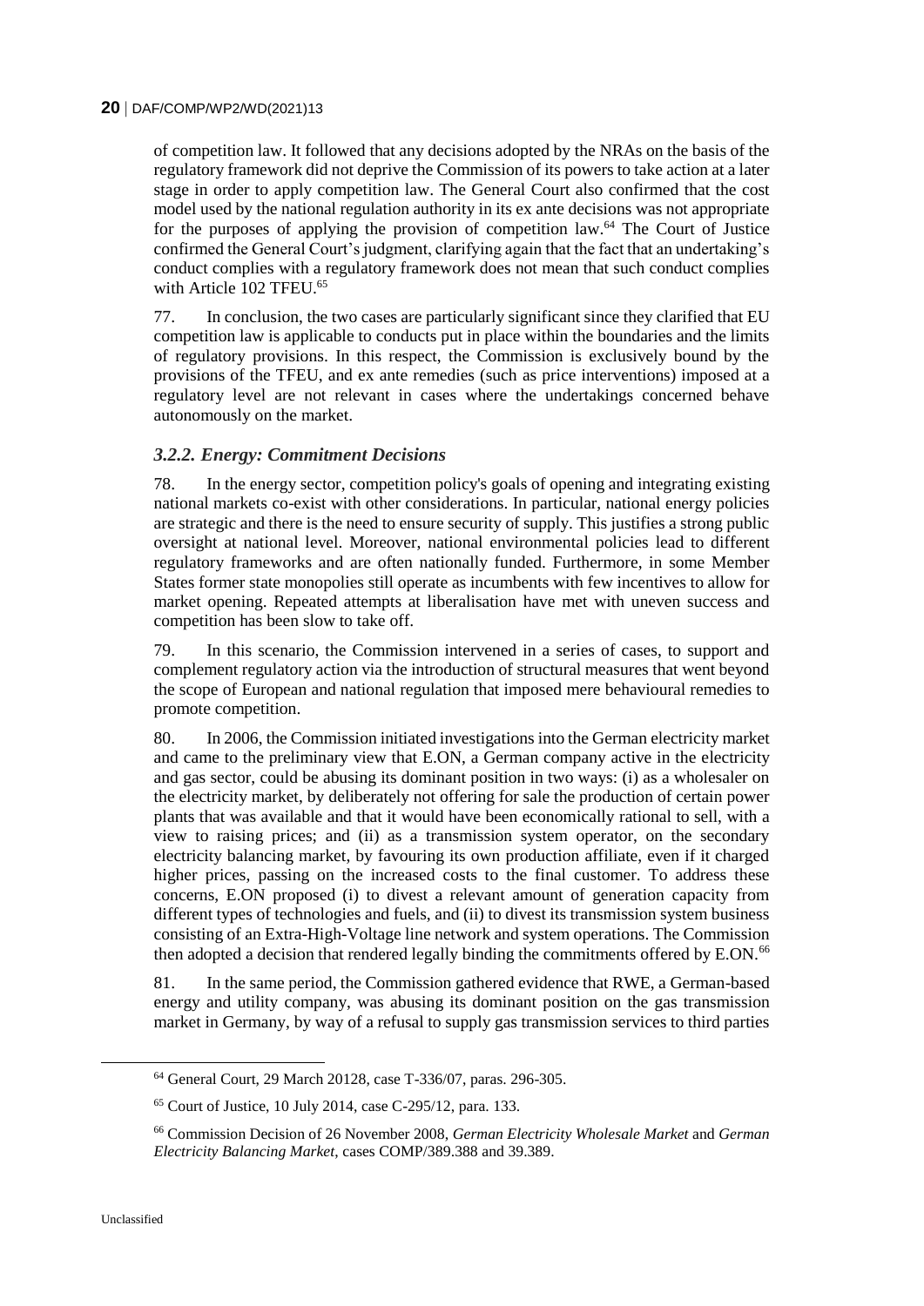of competition law. It followed that any decisions adopted by the NRAs on the basis of the regulatory framework did not deprive the Commission of its powers to take action at a later stage in order to apply competition law. The General Court also confirmed that the cost model used by the national regulation authority in its ex ante decisions was not appropriate for the purposes of applying the provision of competition law.[64] The Court of Justice confirmed the General Court's judgment, clarifying again that the fact that an undertaking's conduct complies with a regulatory framework does not mean that such conduct complies with Article 102 TFEU.[65]

77. In conclusion, the two cases are particularly significant since they clarified that EU competition law is applicable to conducts put in place within the boundaries and the limits of regulatory provisions. In this respect, the Commission is exclusively bound by the provisions of the TFEU, and ex ante remedies (such as price interventions) imposed at a regulatory level are not relevant in cases where the undertakings concerned behave autonomously on the market.

### *3.2.2. Energy: Commitment Decisions*

78. In the energy sector, competition policy's goals of opening and integrating existing national markets co-exist with other considerations. In particular, national energy policies are strategic and there is the need to ensure security of supply. This justifies a strong public oversight at national level. Moreover, national environmental policies lead to different regulatory frameworks and are often nationally funded. Furthermore, in some Member States former state monopolies still operate as incumbents with few incentives to allow for market opening. Repeated attempts at liberalisation have met with uneven success and competition has been slow to take off.

79. In this scenario, the Commission intervened in a series of cases, to support and complement regulatory action via the introduction of structural measures that went beyond the scope of European and national regulation that imposed mere behavioural remedies to promote competition.

80. In 2006, the Commission initiated investigations into the German electricity market and came to the preliminary view that E.ON, a German company active in the electricity and gas sector, could be abusing its dominant position in two ways: (i) as a wholesaler on the electricity market, by deliberately not offering for sale the production of certain power plants that was available and that it would have been economically rational to sell, with a view to raising prices; and (ii) as a transmission system operator, on the secondary electricity balancing market, by favouring its own production affiliate, even if it charged higher prices, passing on the increased costs to the final customer. To address these concerns, E.ON proposed (i) to divest a relevant amount of generation capacity from different types of technologies and fuels, and (ii) to divest its transmission system business consisting of an Extra-High-Voltage line network and system operations. The Commission then adopted a decision that rendered legally binding the commitments offered by E.ON.[66]

81. In the same period, the Commission gathered evidence that RWE, a German-based energy and utility company, was abusing its dominant position on the gas transmission market in Germany, by way of a refusal to supply gas transmission services to third parties

---

[64] General Court, 29 March 20128, case T-336/07, paras. 296-305.

[65] Court of Justice, 10 July 2014, case C-295/12, para. 133.

[66] Commission Decision of 26 November 2008, *German Electricity Wholesale Market* and *German Electricity Balancing Market*, cases COMP/389.388 and 39.389.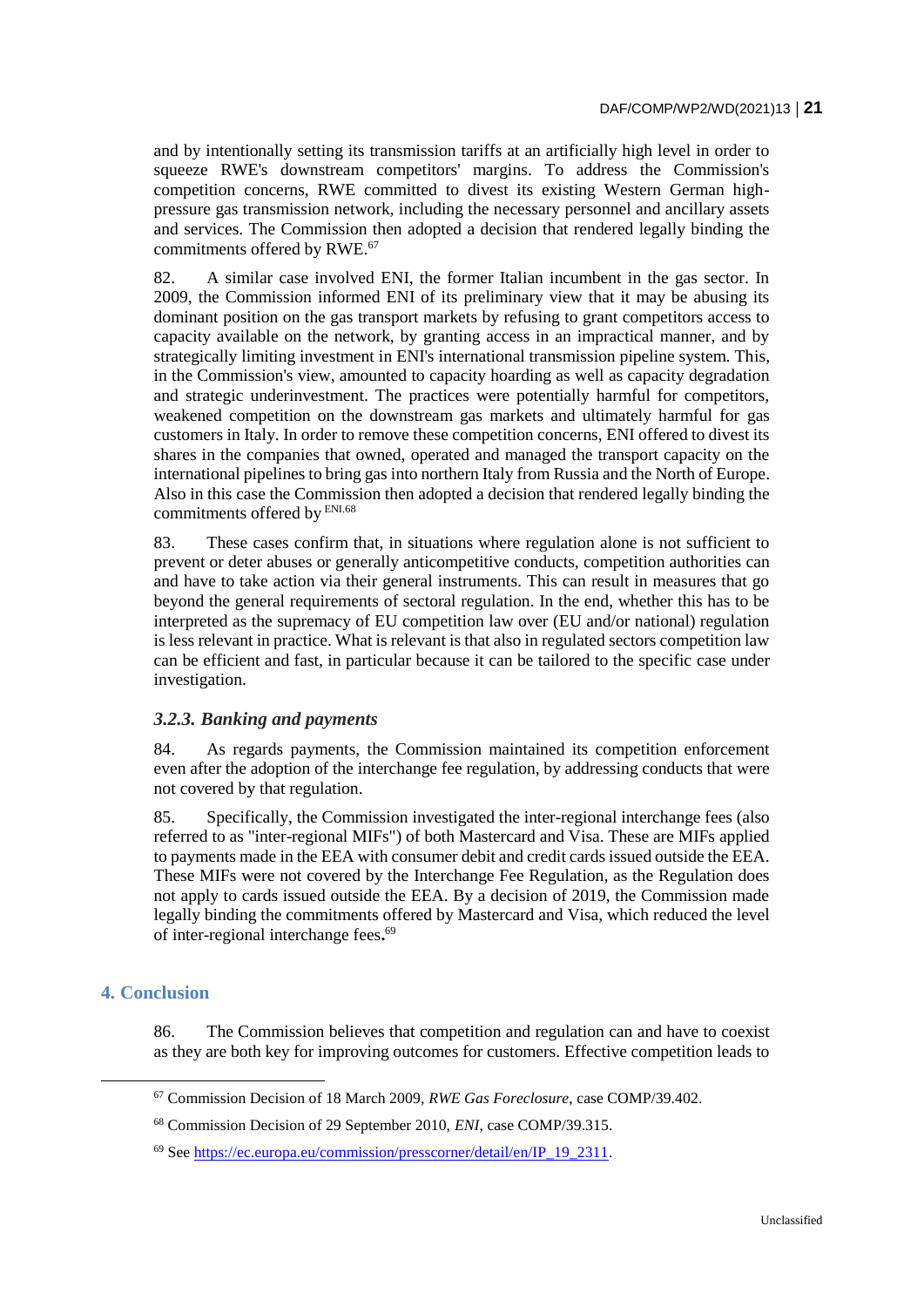and by intentionally setting its transmission tariffs at an artificially high level in order to squeeze RWE's downstream competitors' margins. To address the Commission's competition concerns, RWE committed to divest its existing Western German high-pressure gas transmission network, including the necessary personnel and ancillary assets and services. The Commission then adopted a decision that rendered legally binding the commitments offered by RWE.[67]

82. A similar case involved ENI, the former Italian incumbent in the gas sector. In 2009, the Commission informed ENI of its preliminary view that it may be abusing its dominant position on the gas transport markets by refusing to grant competitors access to capacity available on the network, by granting access in an impractical manner, and by strategically limiting investment in ENI's international transmission pipeline system. This, in the Commission's view, amounted to capacity hoarding as well as capacity degradation and strategic underinvestment. The practices were potentially harmful for competitors, weakened competition on the downstream gas markets and ultimately harmful for gas customers in Italy. In order to remove these competition concerns, ENI offered to divest its shares in the companies that owned, operated and managed the transport capacity on the international pipelines to bring gas into northern Italy from Russia and the North of Europe. Also in this case the Commission then adopted a decision that rendered legally binding the commitments offered by ENI.[68]

83. These cases confirm that, in situations where regulation alone is not sufficient to prevent or deter abuses or generally anticompetitive conducts, competition authorities can and have to take action via their general instruments. This can result in measures that go beyond the general requirements of sectoral regulation. In the end, whether this has to be interpreted as the supremacy of EU competition law over (EU and/or national) regulation is less relevant in practice. What is relevant is that also in regulated sectors competition law can be efficient and fast, in particular because it can be tailored to the specific case under investigation.

### *3.2.3. Banking and payments*

84. As regards payments, the Commission maintained its competition enforcement even after the adoption of the interchange fee regulation, by addressing conducts that were not covered by that regulation.

85. Specifically, the Commission investigated the inter-regional interchange fees (also referred to as "inter-regional MIFs") of both Mastercard and Visa. These are MIFs applied to payments made in the EEA with consumer debit and credit cards issued outside the EEA. These MIFs were not covered by the Interchange Fee Regulation, as the Regulation does not apply to cards issued outside the EEA. By a decision of 2019, the Commission made legally binding the commitments offered by Mastercard and Visa, which reduced the level of inter-regional interchange fees.[69]

## 4. Conclusion

86. The Commission believes that competition and regulation can and have to coexist as they are both key for improving outcomes for customers. Effective competition leads to

---

[67] Commission Decision of 18 March 2009, *RWE Gas Foreclosure*, case COMP/39.402.

[68] Commission Decision of 29 September 2010, *ENI*, case COMP/39.315.

[69] See https://ec.europa.eu/commission/presscorner/detail/en/IP_19_2311.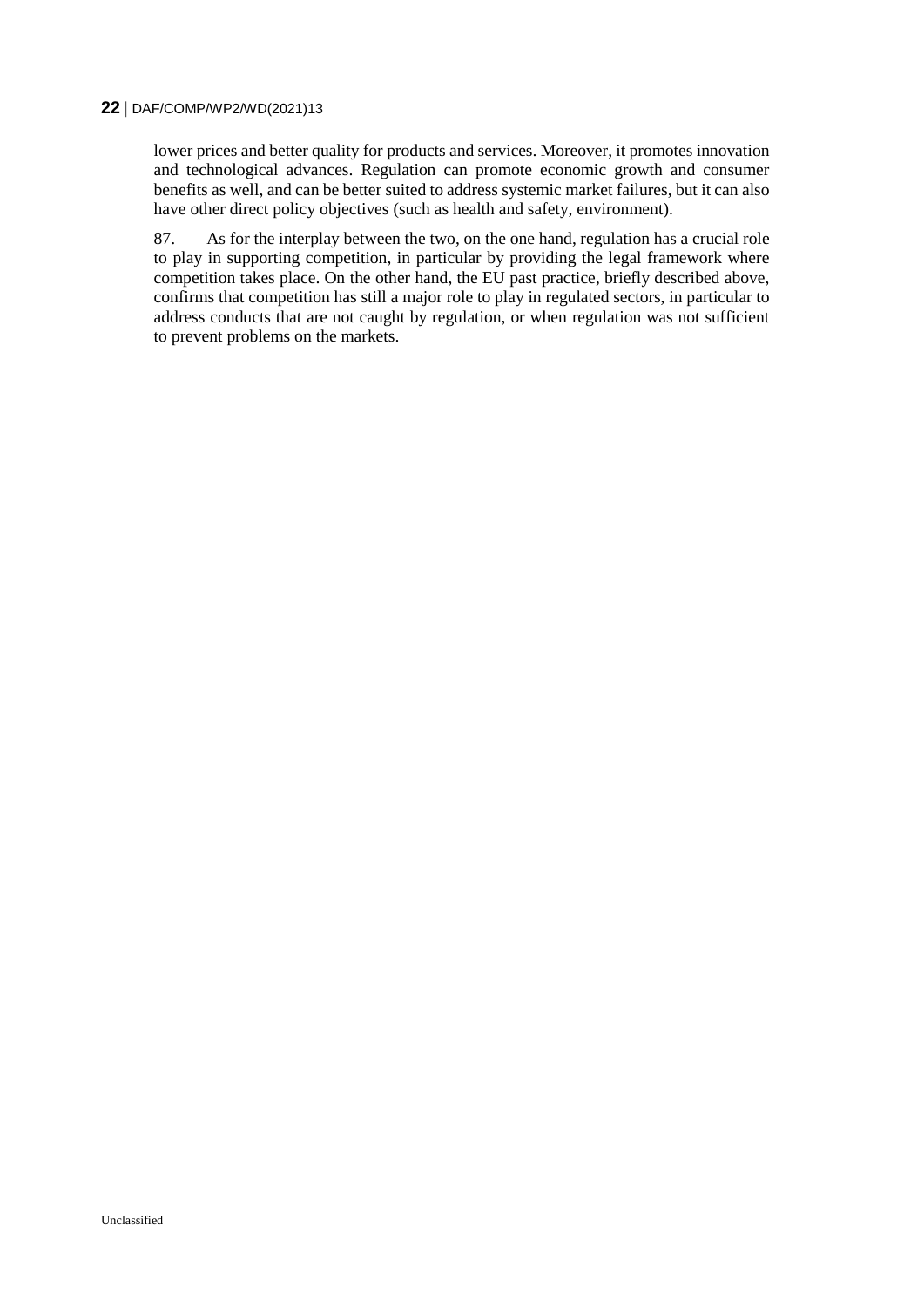lower prices and better quality for products and services. Moreover, it promotes innovation and technological advances. Regulation can promote economic growth and consumer benefits as well, and can be better suited to address systemic market failures, but it can also have other direct policy objectives (such as health and safety, environment).

87. As for the interplay between the two, on the one hand, regulation has a crucial role to play in supporting competition, in particular by providing the legal framework where competition takes place. On the other hand, the EU past practice, briefly described above, confirms that competition has still a major role to play in regulated sectors, in particular to address conducts that are not caught by regulation, or when regulation was not sufficient to prevent problems on the markets.